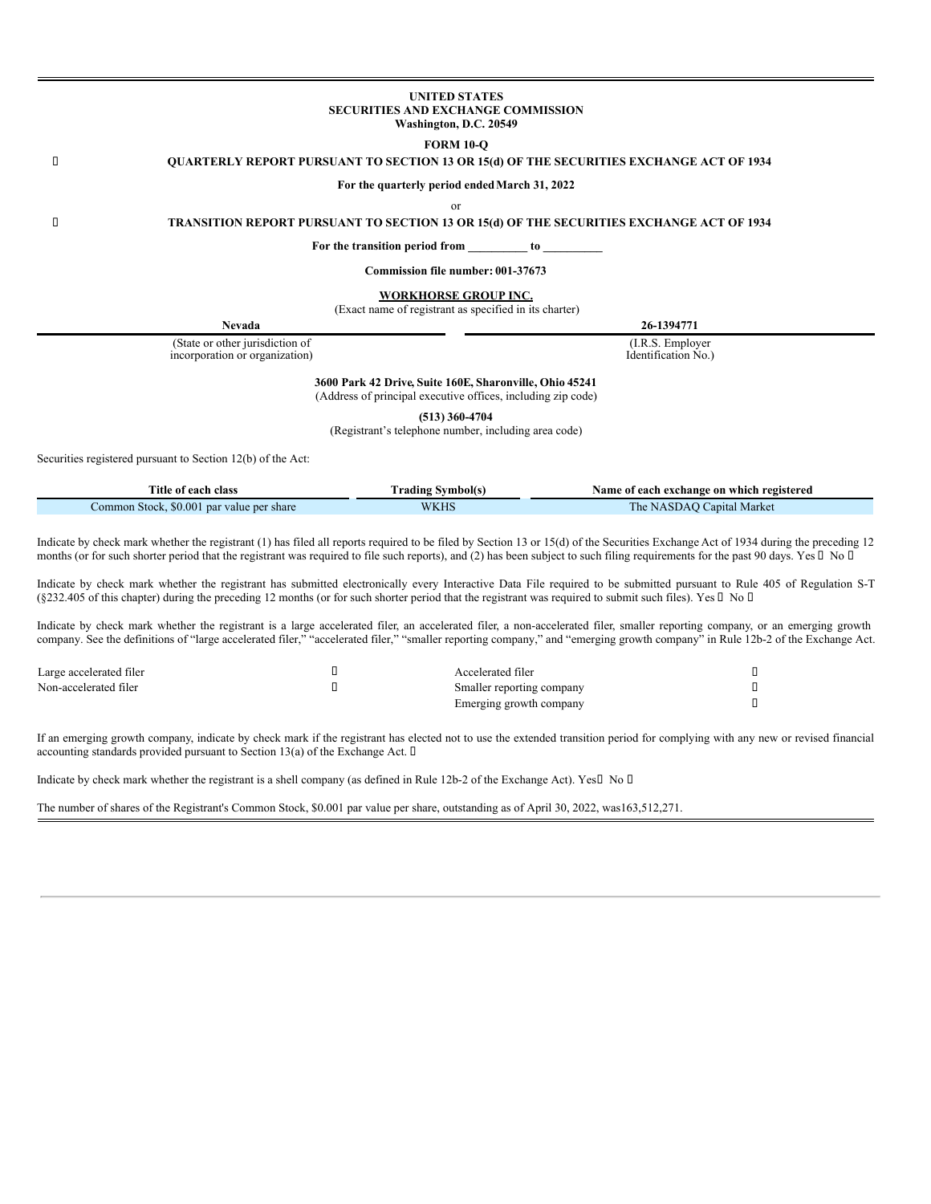**UNITED STATES**
**SECURITIES AND EXCHANGE COMMISSION**
**Washington, D.C. 20549**

**FORM 10-Q**

☐ **QUARTERLY REPORT PURSUANT TO SECTION 13 OR 15(d) OF THE SECURITIES EXCHANGE ACT OF 1934**

**For the quarterly period ended March 31, 2022**

or

☐ **TRANSITION REPORT PURSUANT TO SECTION 13 OR 15(d) OF THE SECURITIES EXCHANGE ACT OF 1934**

**For the transition period from __________ to __________**

**Commission file number: 001-37673**

**WORKHORSE GROUP INC.**
(Exact name of registrant as specified in its charter)

| **Nevada** | **26-1394771** |
|---|---|
| (State or other jurisdiction of incorporation or organization) | (I.R.S. Employer Identification No.) |

**3600 Park 42 Drive, Suite 160E, Sharonville, Ohio 45241**
(Address of principal executive offices, including zip code)

**(513) 360-4704**
(Registrant's telephone number, including area code)

Securities registered pursuant to Section 12(b) of the Act:

| Title of each class | Trading Symbol(s) | Name of each exchange on which registered |
|---|---|---|
| Common Stock, $0.001 par value per share | WKHS | The NASDAQ Capital Market |

Indicate by check mark whether the registrant (1) has filed all reports required to be filed by Section 13 or 15(d) of the Securities Exchange Act of 1934 during the preceding 12 months (or for such shorter period that the registrant was required to file such reports), and (2) has been subject to such filing requirements for the past 90 days. Yes ☐ No ☐

Indicate by check mark whether the registrant has submitted electronically every Interactive Data File required to be submitted pursuant to Rule 405 of Regulation S-T (§232.405 of this chapter) during the preceding 12 months (or for such shorter period that the registrant was required to submit such files). Yes ☐ No ☐

Indicate by check mark whether the registrant is a large accelerated filer, an accelerated filer, a non-accelerated filer, smaller reporting company, or an emerging growth company. See the definitions of "large accelerated filer," "accelerated filer," "smaller reporting company," and "emerging growth company" in Rule 12b-2 of the Exchange Act.

| | | | |
|---|---|---|---|
| Large accelerated filer | ☐ | Accelerated filer | ☐ |
| Non-accelerated filer | ☐ | Smaller reporting company | ☐ |
| | | Emerging growth company | ☐ |

If an emerging growth company, indicate by check mark if the registrant has elected not to use the extended transition period for complying with any new or revised financial accounting standards provided pursuant to Section 13(a) of the Exchange Act. ☐

Indicate by check mark whether the registrant is a shell company (as defined in Rule 12b-2 of the Exchange Act). Yes☐ No ☐

The number of shares of the Registrant's Common Stock, $0.001 par value per share, outstanding as of April 30, 2022, was163,512,271.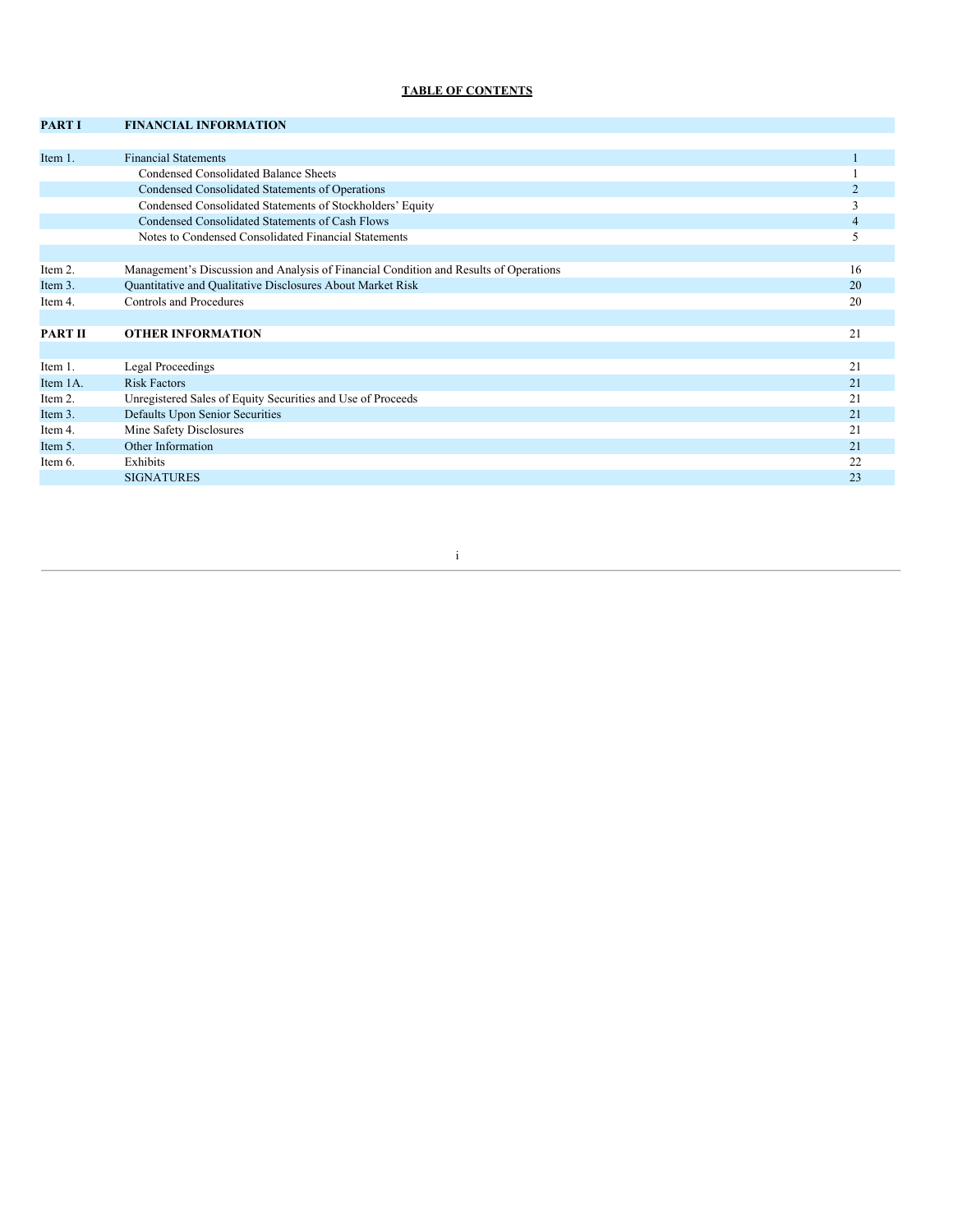**TABLE OF CONTENTS**

| | | |
|---|---|---|
| **PART I** | **FINANCIAL INFORMATION** | |
| | | |
| Item 1. | Financial Statements | 1 |
| | Condensed Consolidated Balance Sheets | 1 |
| | Condensed Consolidated Statements of Operations | 2 |
| | Condensed Consolidated Statements of Stockholders' Equity | 3 |
| | Condensed Consolidated Statements of Cash Flows | 4 |
| | Notes to Condensed Consolidated Financial Statements | 5 |
| | | |
| Item 2. | Management's Discussion and Analysis of Financial Condition and Results of Operations | 16 |
| Item 3. | Quantitative and Qualitative Disclosures About Market Risk | 20 |
| Item 4. | Controls and Procedures | 20 |
| | | |
| **PART II** | **OTHER INFORMATION** | 21 |
| | | |
| Item 1. | Legal Proceedings | 21 |
| Item 1A. | Risk Factors | 21 |
| Item 2. | Unregistered Sales of Equity Securities and Use of Proceeds | 21 |
| Item 3. | Defaults Upon Senior Securities | 21 |
| Item 4. | Mine Safety Disclosures | 21 |
| Item 5. | Other Information | 21 |
| Item 6. | Exhibits | 22 |
| | SIGNATURES | 23 |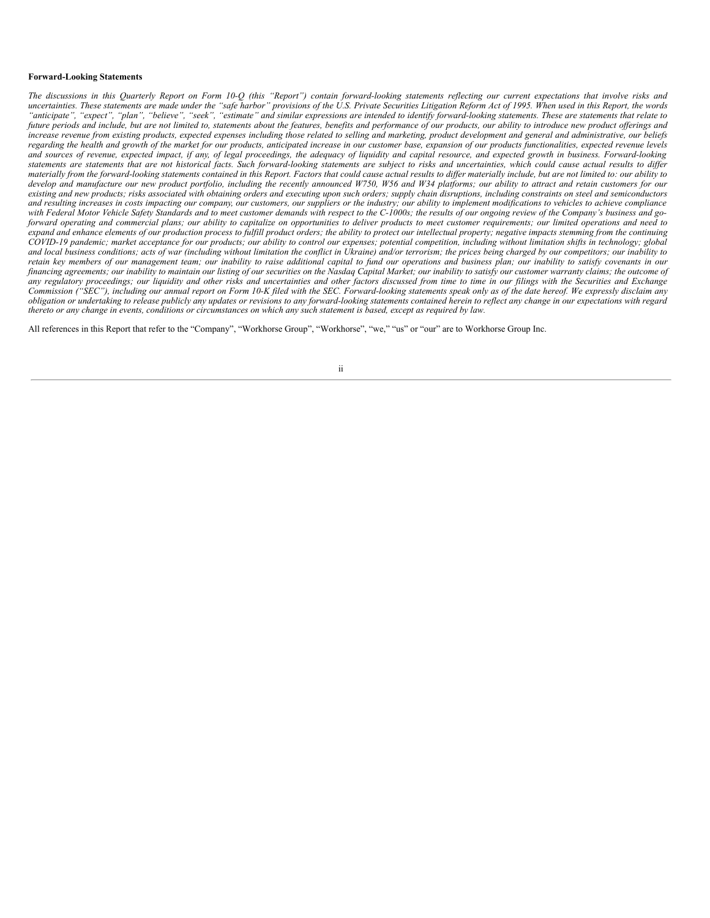**Forward-Looking Statements**

*The discussions in this Quarterly Report on Form 10-Q (this "Report") contain forward-looking statements reflecting our current expectations that involve risks and uncertainties. These statements are made under the "safe harbor" provisions of the U.S. Private Securities Litigation Reform Act of 1995. When used in this Report, the words "anticipate", "expect", "plan", "believe", "seek", "estimate" and similar expressions are intended to identify forward-looking statements. These are statements that relate to future periods and include, but are not limited to, statements about the features, benefits and performance of our products, our ability to introduce new product offerings and increase revenue from existing products, expected expenses including those related to selling and marketing, product development and general and administrative, our beliefs regarding the health and growth of the market for our products, anticipated increase in our customer base, expansion of our products functionalities, expected revenue levels and sources of revenue, expected impact, if any, of legal proceedings, the adequacy of liquidity and capital resource, and expected growth in business. Forward-looking statements are statements that are not historical facts. Such forward-looking statements are subject to risks and uncertainties, which could cause actual results to differ materially from the forward-looking statements contained in this Report. Factors that could cause actual results to differ materially include, but are not limited to: our ability to develop and manufacture our new product portfolio, including the recently announced W750, W56 and W34 platforms; our ability to attract and retain customers for our existing and new products; risks associated with obtaining orders and executing upon such orders; supply chain disruptions, including constraints on steel and semiconductors and resulting increases in costs impacting our company, our customers, our suppliers or the industry; our ability to implement modifications to vehicles to achieve compliance with Federal Motor Vehicle Safety Standards and to meet customer demands with respect to the C-1000s; the results of our ongoing review of the Company's business and go-forward operating and commercial plans; our ability to capitalize on opportunities to deliver products to meet customer requirements; our limited operations and need to expand and enhance elements of our production process to fulfill product orders; the ability to protect our intellectual property; negative impacts stemming from the continuing COVID-19 pandemic; market acceptance for our products; our ability to control our expenses; potential competition, including without limitation shifts in technology; global and local business conditions; acts of war (including without limitation the conflict in Ukraine) and/or terrorism; the prices being charged by our competitors; our inability to retain key members of our management team; our inability to raise additional capital to fund our operations and business plan; our inability to satisfy covenants in our financing agreements; our inability to maintain our listing of our securities on the Nasdaq Capital Market; our inability to satisfy our customer warranty claims; the outcome of any regulatory proceedings; our liquidity and other risks and uncertainties and other factors discussed from time to time in our filings with the Securities and Exchange Commission ("SEC"), including our annual report on Form 10-K filed with the SEC. Forward-looking statements speak only as of the date hereof. We expressly disclaim any obligation or undertaking to release publicly any updates or revisions to any forward-looking statements contained herein to reflect any change in our expectations with regard thereto or any change in events, conditions or circumstances on which any such statement is based, except as required by law.*

All references in this Report that refer to the "Company", "Workhorse Group", "Workhorse", "we," "us" or "our" are to Workhorse Group Inc.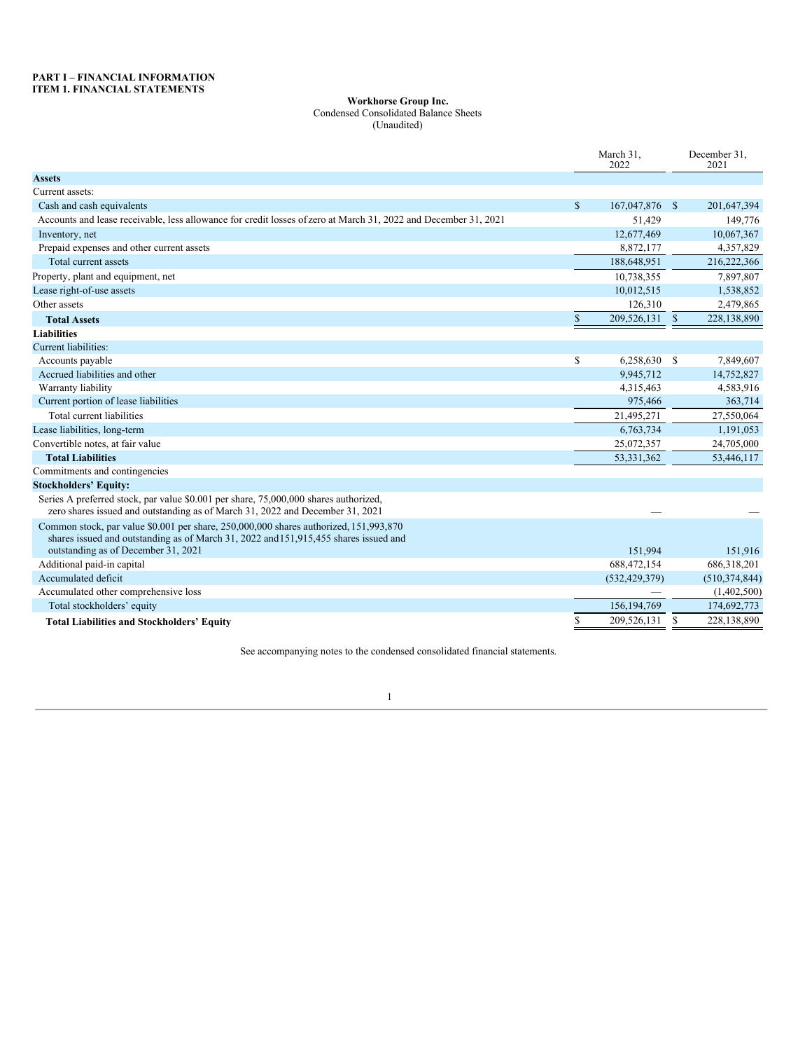**PART I – FINANCIAL INFORMATION**
**ITEM 1. FINANCIAL STATEMENTS**

**Workhorse Group Inc.**
Condensed Consolidated Balance Sheets
(Unaudited)

| | March 31, 2022 | December 31, 2021 |
|---|---|---|
| **Assets** | | |
| Current assets: | | |
| Cash and cash equivalents | $ 167,047,876 | $ 201,647,394 |
| Accounts and lease receivable, less allowance for credit losses of zero at March 31, 2022 and December 31, 2021 | 51,429 | 149,776 |
| Inventory, net | 12,677,469 | 10,067,367 |
| Prepaid expenses and other current assets | 8,872,177 | 4,357,829 |
| Total current assets | 188,648,951 | 216,222,366 |
| Property, plant and equipment, net | 10,738,355 | 7,897,807 |
| Lease right-of-use assets | 10,012,515 | 1,538,852 |
| Other assets | 126,310 | 2,479,865 |
| **Total Assets** | $ 209,526,131 | $ 228,138,890 |
| **Liabilities** | | |
| Current liabilities: | | |
| Accounts payable | $ 6,258,630 | $ 7,849,607 |
| Accrued liabilities and other | 9,945,712 | 14,752,827 |
| Warranty liability | 4,315,463 | 4,583,916 |
| Current portion of lease liabilities | 975,466 | 363,714 |
| Total current liabilities | 21,495,271 | 27,550,064 |
| Lease liabilities, long-term | 6,763,734 | 1,191,053 |
| Convertible notes, at fair value | 25,072,357 | 24,705,000 |
| **Total Liabilities** | 53,331,362 | 53,446,117 |
| Commitments and contingencies | | |
| **Stockholders' Equity:** | | |
| Series A preferred stock, par value $0.001 per share, 75,000,000 shares authorized, zero shares issued and outstanding as of March 31, 2022 and December 31, 2021 | — | — |
| Common stock, par value $0.001 per share, 250,000,000 shares authorized, 151,993,870 shares issued and outstanding as of March 31, 2022 and 151,915,455 shares issued and outstanding as of December 31, 2021 | 151,994 | 151,916 |
| Additional paid-in capital | 688,472,154 | 686,318,201 |
| Accumulated deficit | (532,429,379) | (510,374,844) |
| Accumulated other comprehensive loss | — | (1,402,500) |
| Total stockholders' equity | 156,194,769 | 174,692,773 |
| **Total Liabilities and Stockholders' Equity** | $ 209,526,131 | $ 228,138,890 |

See accompanying notes to the condensed consolidated financial statements.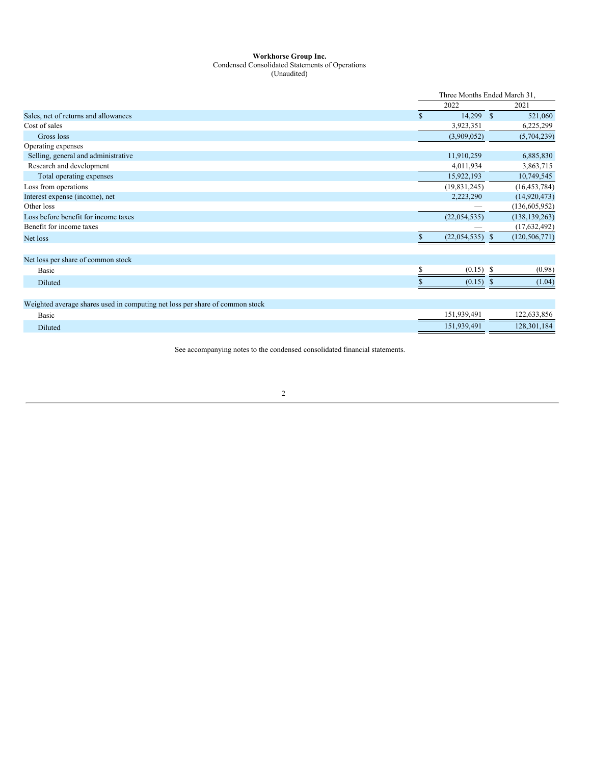**Workhorse Group Inc.**
Condensed Consolidated Statements of Operations
(Unaudited)

| | Three Months Ended March 31, | |
|---|---|---|
| | 2022 | 2021 |
| Sales, net of returns and allowances | $ 14,299 | $ 521,060 |
| Cost of sales | 3,923,351 | 6,225,299 |
| Gross loss | (3,909,052) | (5,704,239) |
| Operating expenses | | |
| Selling, general and administrative | 11,910,259 | 6,885,830 |
| Research and development | 4,011,934 | 3,863,715 |
| Total operating expenses | 15,922,193 | 10,749,545 |
| Loss from operations | (19,831,245) | (16,453,784) |
| Interest expense (income), net | 2,223,290 | (14,920,473) |
| Other loss | — | (136,605,952) |
| Loss before benefit for income taxes | (22,054,535) | (138,139,263) |
| Benefit for income taxes | — | (17,632,492) |
| Net loss | $ (22,054,535) | $ (120,506,771) |
| | | |
| Net loss per share of common stock | | |
| Basic | $ (0.15) | $ (0.98) |
| Diluted | $ (0.15) | $ (1.04) |
| | | |
| Weighted average shares used in computing net loss per share of common stock | | |
| Basic | 151,939,491 | 122,633,856 |
| Diluted | 151,939,491 | 128,301,184 |

See accompanying notes to the condensed consolidated financial statements.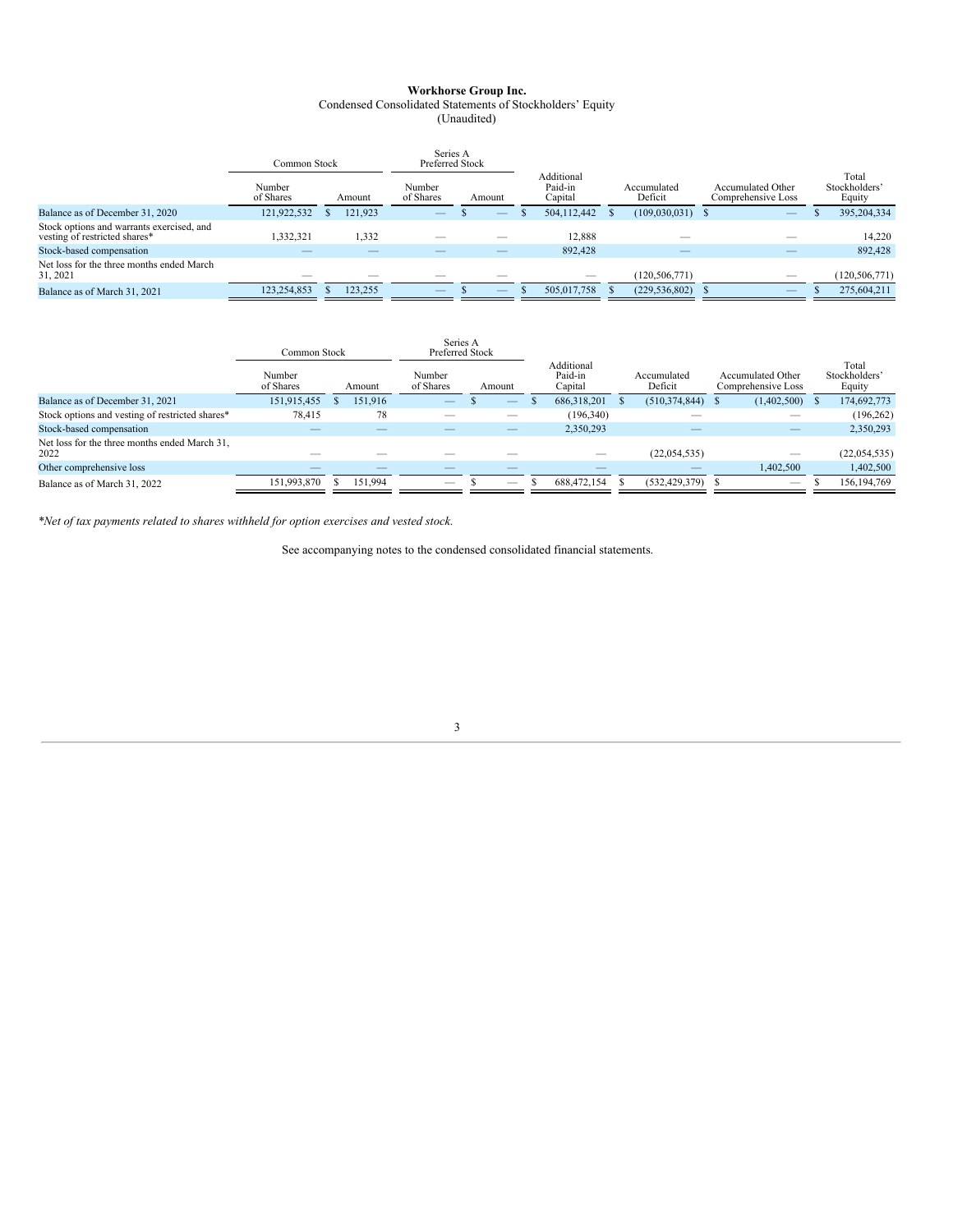# Workhorse Group Inc.

Condensed Consolidated Statements of Stockholders' Equity

(Unaudited)

| | Common Stock | | Series A Preferred Stock | | | | | |
|---|---|---|---|---|---|---|---|---|
| | Number of Shares | Amount | Number of Shares | Amount | Additional Paid-in Capital | Accumulated Deficit | Accumulated Other Comprehensive Loss | Total Stockholders' Equity |
| Balance as of December 31, 2020 | 121,922,532 | $ 121,923 | — | $ — | $ 504,112,442 | $ (109,030,031) | $ — | $ 395,204,334 |
| Stock options and warrants exercised, and vesting of restricted shares* | 1,332,321 | 1,332 | — | — | 12,888 | — | — | 14,220 |
| Stock-based compensation | — | — | — | — | 892,428 | — | — | 892,428 |
| Net loss for the three months ended March 31, 2021 | — | — | — | — | — | (120,506,771) | — | (120,506,771) |
| Balance as of March 31, 2021 | 123,254,853 | $ 123,255 | — | $ — | $ 505,017,758 | $ (229,536,802) | $ — | $ 275,604,211 |

| | Common Stock | | Series A Preferred Stock | | | | | |
|---|---|---|---|---|---|---|---|---|
| | Number of Shares | Amount | Number of Shares | Amount | Additional Paid-in Capital | Accumulated Deficit | Accumulated Other Comprehensive Loss | Total Stockholders' Equity |
| Balance as of December 31, 2021 | 151,915,455 | $ 151,916 | — | $ — | $ 686,318,201 | $ (510,374,844) | $ (1,402,500) | $ 174,692,773 |
| Stock options and vesting of restricted shares* | 78,415 | 78 | — | — | (196,340) | — | — | (196,262) |
| Stock-based compensation | — | — | — | — | 2,350,293 | — | — | 2,350,293 |
| Net loss for the three months ended March 31, 2022 | — | — | — | — | — | (22,054,535) | — | (22,054,535) |
| Other comprehensive loss | — | — | — | — | — | — | 1,402,500 | 1,402,500 |
| Balance as of March 31, 2022 | 151,993,870 | $ 151,994 | — | $ — | $ 688,472,154 | $ (532,429,379) | $ — | $ 156,194,769 |

*\*Net of tax payments related to shares withheld for option exercises and vested stock.*

See accompanying notes to the condensed consolidated financial statements.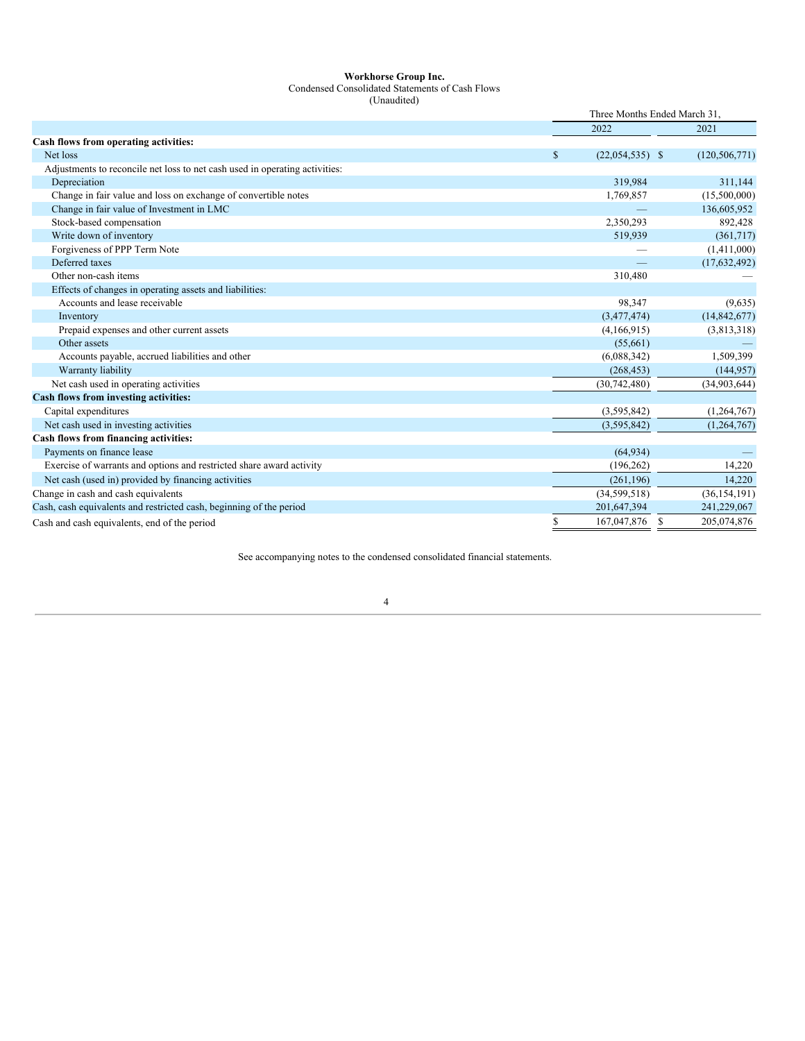**Workhorse Group Inc.**
Condensed Consolidated Statements of Cash Flows
(Unaudited)

| | Three Months Ended March 31, | |
|---|---|---|
| | 2022 | 2021 |
| **Cash flows from operating activities:** | | |
| Net loss | $ (22,054,535) | $ (120,506,771) |
| Adjustments to reconcile net loss to net cash used in operating activities: | | |
| Depreciation | 319,984 | 311,144 |
| Change in fair value and loss on exchange of convertible notes | 1,769,857 | (15,500,000) |
| Change in fair value of Investment in LMC | — | 136,605,952 |
| Stock-based compensation | 2,350,293 | 892,428 |
| Write down of inventory | 519,939 | (361,717) |
| Forgiveness of PPP Term Note | — | (1,411,000) |
| Deferred taxes | — | (17,632,492) |
| Other non-cash items | 310,480 | — |
| Effects of changes in operating assets and liabilities: | | |
| Accounts and lease receivable | 98,347 | (9,635) |
| Inventory | (3,477,474) | (14,842,677) |
| Prepaid expenses and other current assets | (4,166,915) | (3,813,318) |
| Other assets | (55,661) | — |
| Accounts payable, accrued liabilities and other | (6,088,342) | 1,509,399 |
| Warranty liability | (268,453) | (144,957) |
| Net cash used in operating activities | (30,742,480) | (34,903,644) |
| **Cash flows from investing activities:** | | |
| Capital expenditures | (3,595,842) | (1,264,767) |
| Net cash used in investing activities | (3,595,842) | (1,264,767) |
| **Cash flows from financing activities:** | | |
| Payments on finance lease | (64,934) | — |
| Exercise of warrants and options and restricted share award activity | (196,262) | 14,220 |
| Net cash (used in) provided by financing activities | (261,196) | 14,220 |
| Change in cash and cash equivalents | (34,599,518) | (36,154,191) |
| Cash, cash equivalents and restricted cash, beginning of the period | 201,647,394 | 241,229,067 |
| Cash and cash equivalents, end of the period | $ 167,047,876 | $ 205,074,876 |

See accompanying notes to the condensed consolidated financial statements.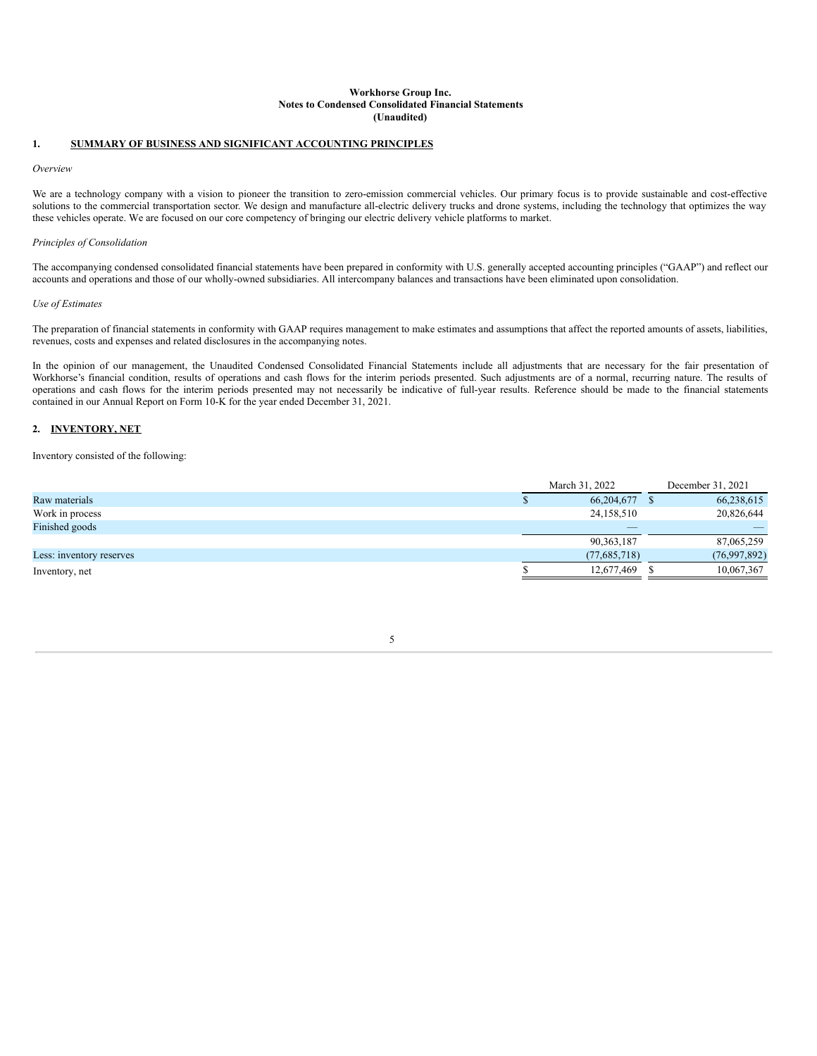**Workhorse Group Inc.**
**Notes to Condensed Consolidated Financial Statements**
**(Unaudited)**

## 1. SUMMARY OF BUSINESS AND SIGNIFICANT ACCOUNTING PRINCIPLES

*Overview*

We are a technology company with a vision to pioneer the transition to zero-emission commercial vehicles. Our primary focus is to provide sustainable and cost-effective solutions to the commercial transportation sector. We design and manufacture all-electric delivery trucks and drone systems, including the technology that optimizes the way these vehicles operate. We are focused on our core competency of bringing our electric delivery vehicle platforms to market.

*Principles of Consolidation*

The accompanying condensed consolidated financial statements have been prepared in conformity with U.S. generally accepted accounting principles ("GAAP") and reflect our accounts and operations and those of our wholly-owned subsidiaries. All intercompany balances and transactions have been eliminated upon consolidation.

*Use of Estimates*

The preparation of financial statements in conformity with GAAP requires management to make estimates and assumptions that affect the reported amounts of assets, liabilities, revenues, costs and expenses and related disclosures in the accompanying notes.

In the opinion of our management, the Unaudited Condensed Consolidated Financial Statements include all adjustments that are necessary for the fair presentation of Workhorse's financial condition, results of operations and cash flows for the interim periods presented. Such adjustments are of a normal, recurring nature. The results of operations and cash flows for the interim periods presented may not necessarily be indicative of full-year results. Reference should be made to the financial statements contained in our Annual Report on Form 10-K for the year ended December 31, 2021.

## 2. INVENTORY, NET

Inventory consisted of the following:

| | March 31, 2022 | December 31, 2021 |
|---|---|---|
| Raw materials | $ 66,204,677 | $ 66,238,615 |
| Work in process | 24,158,510 | 20,826,644 |
| Finished goods | — | — |
| | 90,363,187 | 87,065,259 |
| Less: inventory reserves | (77,685,718) | (76,997,892) |
| Inventory, net | $ 12,677,469 | $ 10,067,367 |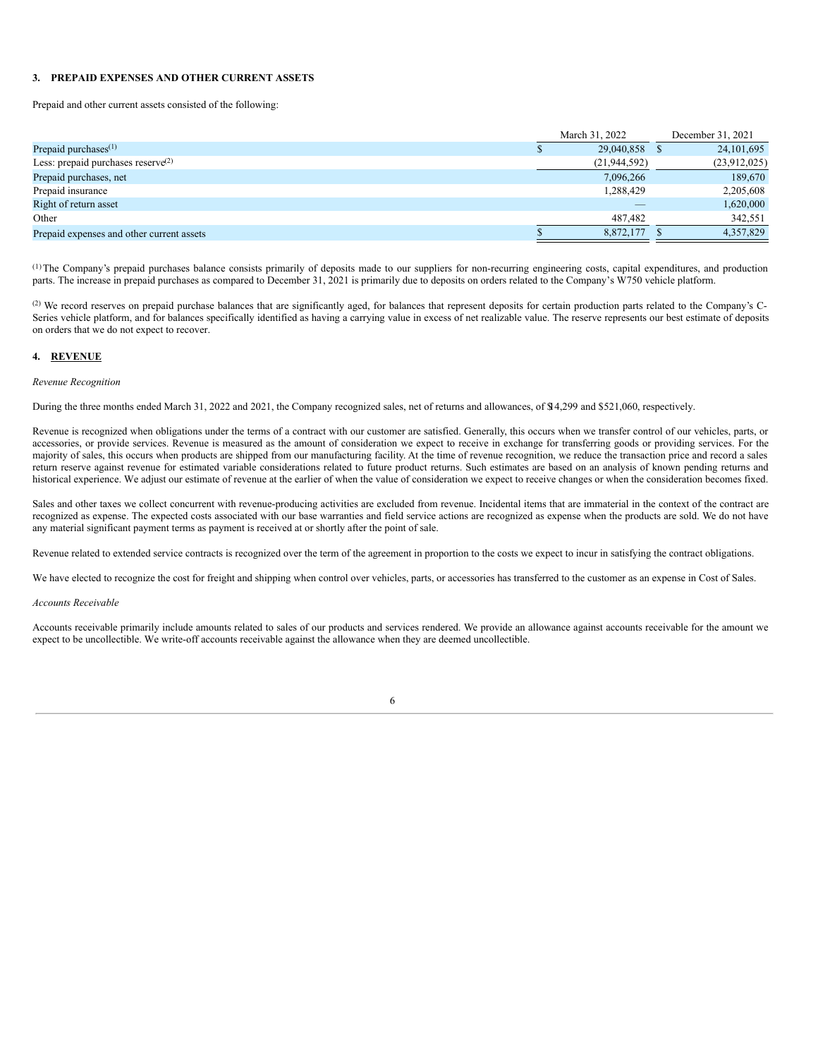## 3. PREPAID EXPENSES AND OTHER CURRENT ASSETS

Prepaid and other current assets consisted of the following:

| | March 31, 2022 | December 31, 2021 |
|---|---|---|
| Prepaid purchases[(1)] | $ 29,040,858 | $ 24,101,695 |
| Less: prepaid purchases reserve[(2)] | (21,944,592) | (23,912,025) |
| Prepaid purchases, net | 7,096,266 | 189,670 |
| Prepaid insurance | 1,288,429 | 2,205,608 |
| Right of return asset | — | 1,620,000 |
| Other | 487,482 | 342,551 |
| Prepaid expenses and other current assets | $ 8,872,177 | $ 4,357,829 |

[(1)] The Company's prepaid purchases balance consists primarily of deposits made to our suppliers for non-recurring engineering costs, capital expenditures, and production parts. The increase in prepaid purchases as compared to December 31, 2021 is primarily due to deposits on orders related to the Company's W750 vehicle platform.

[(2)] We record reserves on prepaid purchase balances that are significantly aged, for balances that represent deposits for certain production parts related to the Company's C-Series vehicle platform, and for balances specifically identified as having a carrying value in excess of net realizable value. The reserve represents our best estimate of deposits on orders that we do not expect to recover.

## 4. REVENUE

*Revenue Recognition*

During the three months ended March 31, 2022 and 2021, the Company recognized sales, net of returns and allowances, of $14,299 and $521,060, respectively.

Revenue is recognized when obligations under the terms of a contract with our customer are satisfied. Generally, this occurs when we transfer control of our vehicles, parts, or accessories, or provide services. Revenue is measured as the amount of consideration we expect to receive in exchange for transferring goods or providing services. For the majority of sales, this occurs when products are shipped from our manufacturing facility. At the time of revenue recognition, we reduce the transaction price and record a sales return reserve against revenue for estimated variable considerations related to future product returns. Such estimates are based on an analysis of known pending returns and historical experience. We adjust our estimate of revenue at the earlier of when the value of consideration we expect to receive changes or when the consideration becomes fixed.

Sales and other taxes we collect concurrent with revenue-producing activities are excluded from revenue. Incidental items that are immaterial in the context of the contract are recognized as expense. The expected costs associated with our base warranties and field service actions are recognized as expense when the products are sold. We do not have any material significant payment terms as payment is received at or shortly after the point of sale.

Revenue related to extended service contracts is recognized over the term of the agreement in proportion to the costs we expect to incur in satisfying the contract obligations.

We have elected to recognize the cost for freight and shipping when control over vehicles, parts, or accessories has transferred to the customer as an expense in Cost of Sales.

*Accounts Receivable*

Accounts receivable primarily include amounts related to sales of our products and services rendered. We provide an allowance against accounts receivable for the amount we expect to be uncollectible. We write-off accounts receivable against the allowance when they are deemed uncollectible.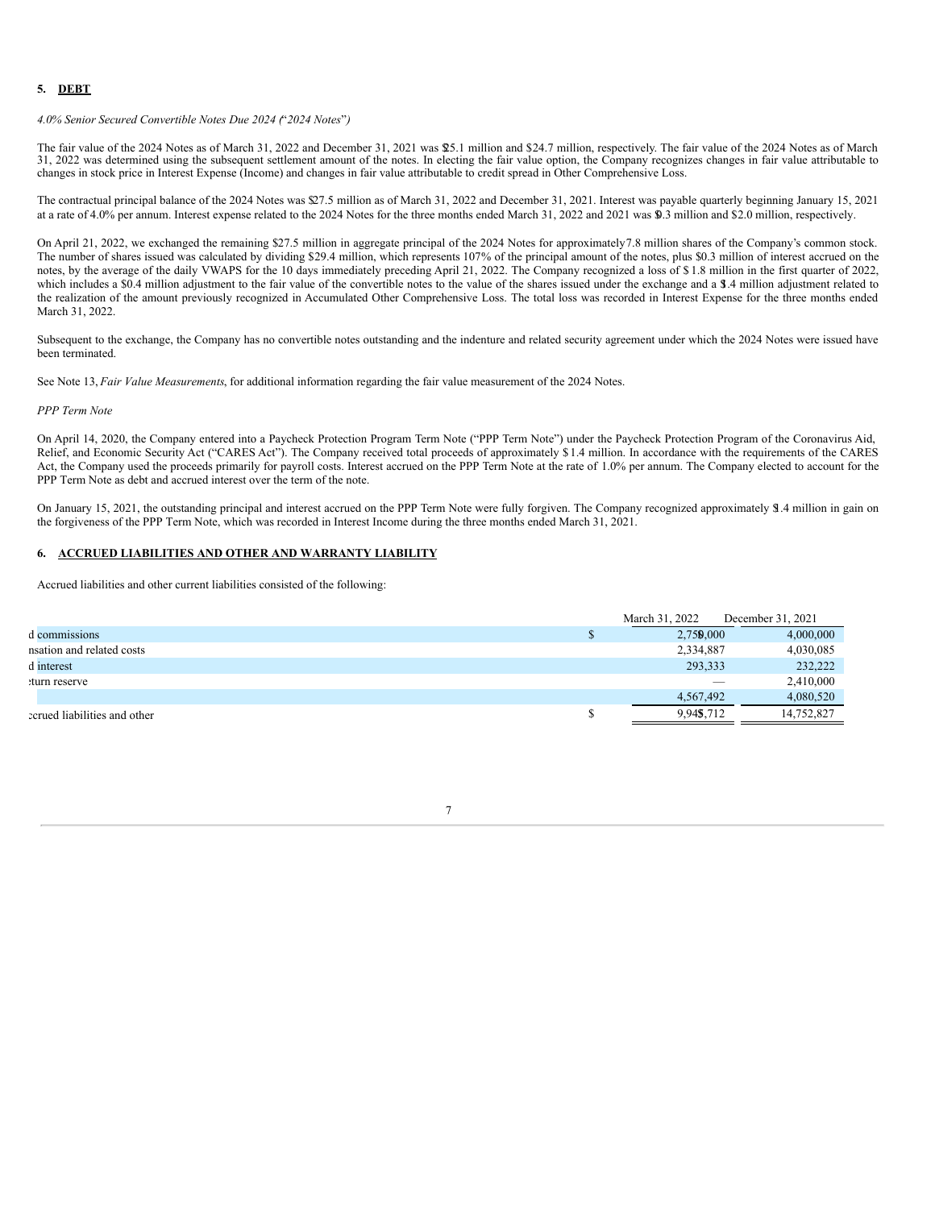## 5. DEBT

*4.0% Senior Secured Convertible Notes Due 2024 ("2024 Notes")*

The fair value of the 2024 Notes as of March 31, 2022 and December 31, 2021 was $25.1 million and $24.7 million, respectively. The fair value of the 2024 Notes as of March 31, 2022 was determined using the subsequent settlement amount of the notes. In electing the fair value option, the Company recognizes changes in fair value attributable to changes in stock price in Interest Expense (Income) and changes in fair value attributable to credit spread in Other Comprehensive Loss.

The contractual principal balance of the 2024 Notes was $27.5 million as of March 31, 2022 and December 31, 2021. Interest was payable quarterly beginning January 15, 2021 at a rate of 4.0% per annum. Interest expense related to the 2024 Notes for the three months ended March 31, 2022 and 2021 was $0.3 million and $2.0 million, respectively.

On April 21, 2022, we exchanged the remaining $27.5 million in aggregate principal of the 2024 Notes for approximately 7.8 million shares of the Company's common stock. The number of shares issued was calculated by dividing $29.4 million, which represents 107% of the principal amount of the notes, plus $0.3 million of interest accrued on the notes, by the average of the daily VWAPS for the 10 days immediately preceding April 21, 2022. The Company recognized a loss of $1.8 million in the first quarter of 2022, which includes a $0.4 million adjustment to the fair value of the convertible notes to the value of the shares issued under the exchange and a $1.4 million adjustment related to the realization of the amount previously recognized in Accumulated Other Comprehensive Loss. The total loss was recorded in Interest Expense for the three months ended March 31, 2022.

Subsequent to the exchange, the Company has no convertible notes outstanding and the indenture and related security agreement under which the 2024 Notes were issued have been terminated.

See Note 13, *Fair Value Measurements*, for additional information regarding the fair value measurement of the 2024 Notes.

*PPP Term Note*

On April 14, 2020, the Company entered into a Paycheck Protection Program Term Note ("PPP Term Note") under the Paycheck Protection Program of the Coronavirus Aid, Relief, and Economic Security Act ("CARES Act"). The Company received total proceeds of approximately $1.4 million. In accordance with the requirements of the CARES Act, the Company used the proceeds primarily for payroll costs. Interest accrued on the PPP Term Note at the rate of 1.0% per annum. The Company elected to account for the PPP Term Note as debt and accrued interest over the term of the note.

On January 15, 2021, the outstanding principal and interest accrued on the PPP Term Note were fully forgiven. The Company recognized approximately $1.4 million in gain on the forgiveness of the PPP Term Note, which was recorded in Interest Income during the three months ended March 31, 2021.

## 6. ACCRUED LIABILITIES AND OTHER AND WARRANTY LIABILITY

Accrued liabilities and other current liabilities consisted of the following:

| | | March 31, 2022 | December 31, 2021 |
|---|---|---|---|
| d commissions | $ | 2,750,000 | 4,000,000 |
| nsation and related costs | | 2,334,887 | 4,030,085 |
| d interest | | 293,333 | 232,222 |
| turn reserve | | — | 2,410,000 |
| | | 4,567,492 | 4,080,520 |
| ccrued liabilities and other | $ | 9,945,712 | 14,752,827 |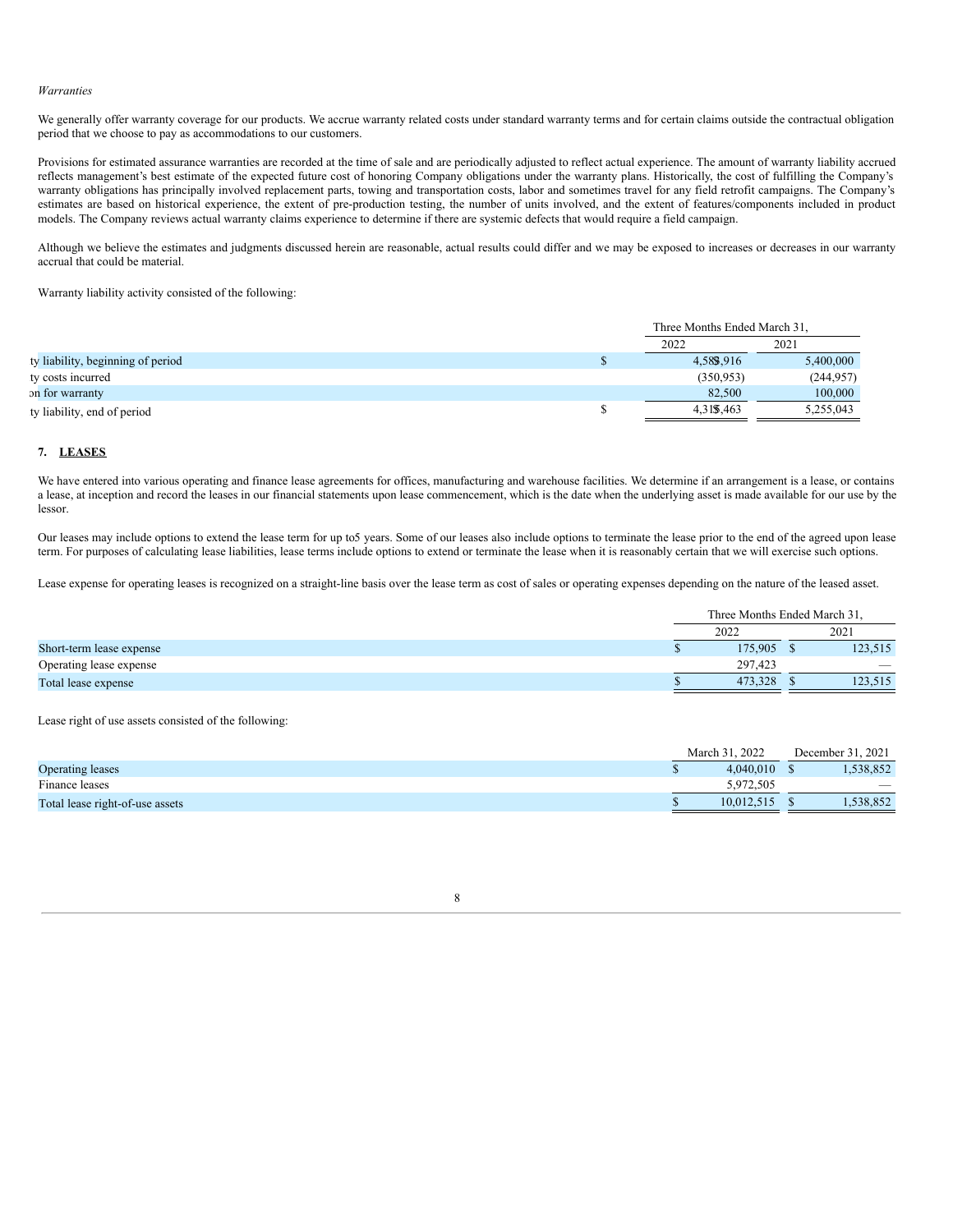*Warranties*

We generally offer warranty coverage for our products. We accrue warranty related costs under standard warranty terms and for certain claims outside the contractual obligation period that we choose to pay as accommodations to our customers.

Provisions for estimated assurance warranties are recorded at the time of sale and are periodically adjusted to reflect actual experience. The amount of warranty liability accrued reflects management's best estimate of the expected future cost of honoring Company obligations under the warranty plans. Historically, the cost of fulfilling the Company's warranty obligations has principally involved replacement parts, towing and transportation costs, labor and sometimes travel for any field retrofit campaigns. The Company's estimates are based on historical experience, the extent of pre-production testing, the number of units involved, and the extent of features/components included in product models. The Company reviews actual warranty claims experience to determine if there are systemic defects that would require a field campaign.

Although we believe the estimates and judgments discussed herein are reasonable, actual results could differ and we may be exposed to increases or decreases in our warranty accrual that could be material.

Warranty liability activity consisted of the following:

| | Three Months Ended March 31, | |
|---|---|---|
| | 2022 | 2021 |
| ty liability, beginning of period | $ 4,583,916 | 5,400,000 |
| ty costs incurred | (350,953) | (244,957) |
| on for warranty | 82,500 | 100,000 |
| ty liability, end of period | $ 4,315,463 | 5,255,043 |

**7. LEASES**

We have entered into various operating and finance lease agreements for offices, manufacturing and warehouse facilities. We determine if an arrangement is a lease, or contains a lease, at inception and record the leases in our financial statements upon lease commencement, which is the date when the underlying asset is made available for our use by the lessor.

Our leases may include options to extend the lease term for up to5 years. Some of our leases also include options to terminate the lease prior to the end of the agreed upon lease term. For purposes of calculating lease liabilities, lease terms include options to extend or terminate the lease when it is reasonably certain that we will exercise such options.

Lease expense for operating leases is recognized on a straight-line basis over the lease term as cost of sales or operating expenses depending on the nature of the leased asset.

| | Three Months Ended March 31, | |
|---|---|---|
| | 2022 | 2021 |
| Short-term lease expense | $ 175,905 | $ 123,515 |
| Operating lease expense | 297,423 | — |
| Total lease expense | $ 473,328 | $ 123,515 |

Lease right of use assets consisted of the following:

| | March 31, 2022 | December 31, 2021 |
|---|---|---|
| Operating leases | $ 4,040,010 | $ 1,538,852 |
| Finance leases | 5,972,505 | — |
| Total lease right-of-use assets | $ 10,012,515 | $ 1,538,852 |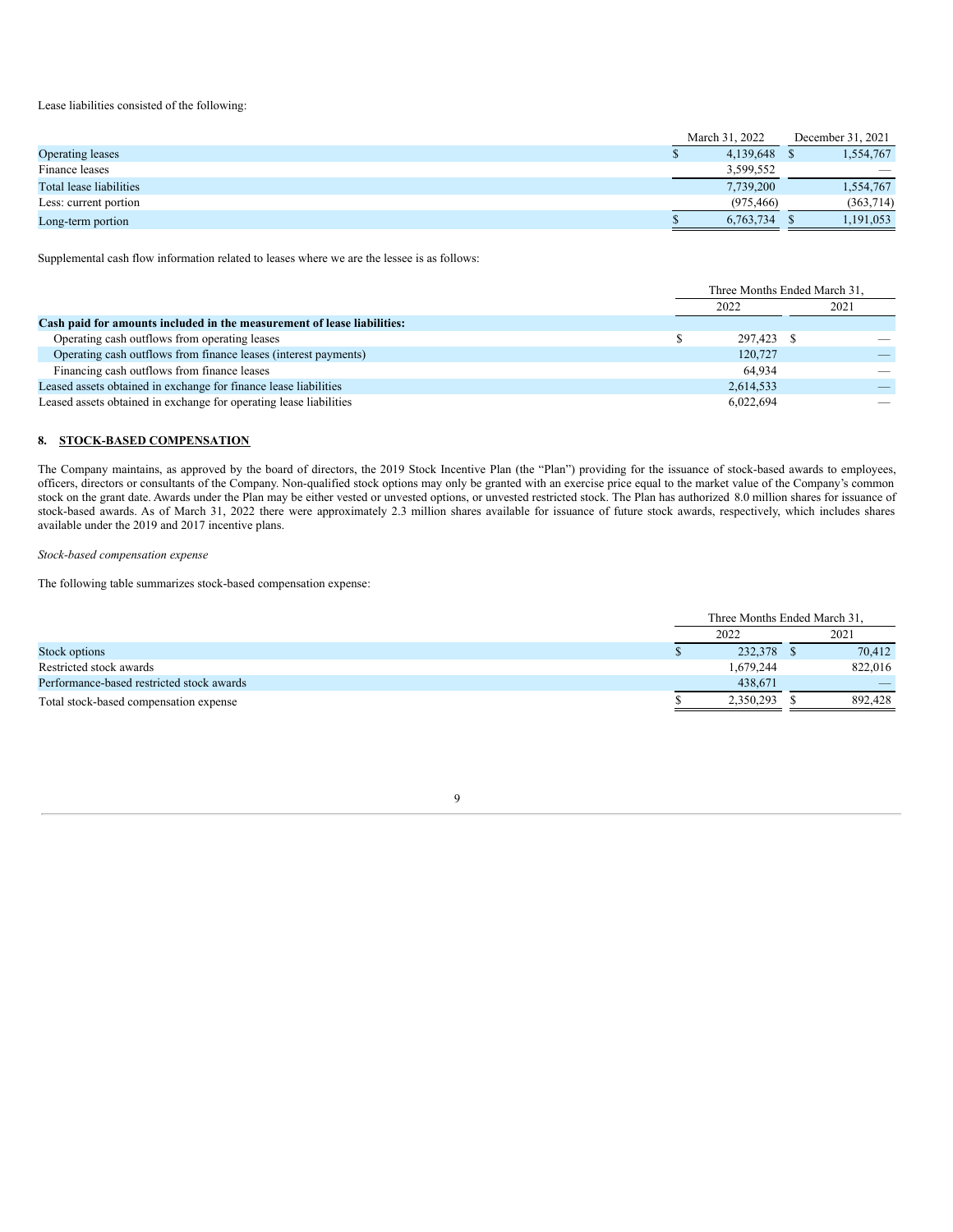Lease liabilities consisted of the following:

| | March 31, 2022 | December 31, 2021 |
|---|---|---|
| Operating leases | $ 4,139,648 | $ 1,554,767 |
| Finance leases | 3,599,552 | — |
| Total lease liabilities | 7,739,200 | 1,554,767 |
| Less: current portion | (975,466) | (363,714) |
| Long-term portion | $ 6,763,734 | $ 1,191,053 |

Supplemental cash flow information related to leases where we are the lessee is as follows:

| | Three Months Ended March 31, | |
|---|---|---|
| | 2022 | 2021 |
| **Cash paid for amounts included in the measurement of lease liabilities:** | | |
| Operating cash outflows from operating leases | $ 297,423 | $ — |
| Operating cash outflows from finance leases (interest payments) | 120,727 | — |
| Financing cash outflows from finance leases | 64,934 | — |
| Leased assets obtained in exchange for finance lease liabilities | 2,614,533 | — |
| Leased assets obtained in exchange for operating lease liabilities | 6,022,694 | — |

## 8. STOCK-BASED COMPENSATION

The Company maintains, as approved by the board of directors, the 2019 Stock Incentive Plan (the "Plan") providing for the issuance of stock-based awards to employees, officers, directors or consultants of the Company. Non-qualified stock options may only be granted with an exercise price equal to the market value of the Company's common stock on the grant date. Awards under the Plan may be either vested or unvested options, or unvested restricted stock. The Plan has authorized 8.0 million shares for issuance of stock-based awards. As of March 31, 2022 there were approximately 2.3 million shares available for issuance of future stock awards, respectively, which includes shares available under the 2019 and 2017 incentive plans.

*Stock-based compensation expense*

The following table summarizes stock-based compensation expense:

| | Three Months Ended March 31, | |
|---|---|---|
| | 2022 | 2021 |
| Stock options | $ 232,378 | $ 70,412 |
| Restricted stock awards | 1,679,244 | 822,016 |
| Performance-based restricted stock awards | 438,671 | — |
| Total stock-based compensation expense | $ 2,350,293 | $ 892,428 |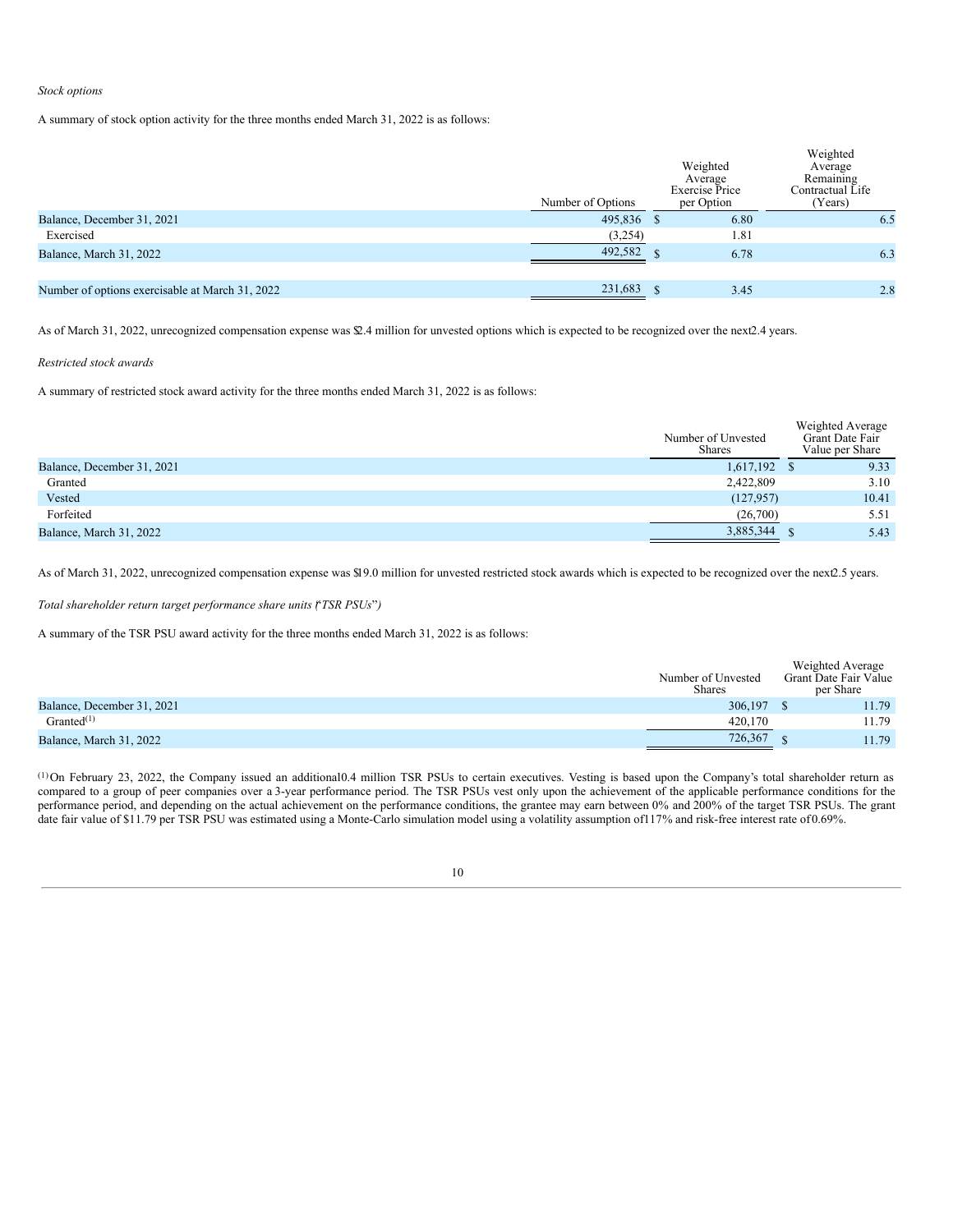*Stock options*

A summary of stock option activity for the three months ended March 31, 2022 is as follows:

| | Number of Options | Weighted Average Exercise Price per Option | Weighted Average Remaining Contractual Life (Years) |
|---|---|---|---|
| Balance, December 31, 2021 | 495,836 | $ 6.80 | 6.5 |
| Exercised | (3,254) | 1.81 | |
| Balance, March 31, 2022 | 492,582 | $ 6.78 | 6.3 |
| | | | |
| Number of options exercisable at March 31, 2022 | 231,683 | $ 3.45 | 2.8 |

As of March 31, 2022, unrecognized compensation expense was $2.4 million for unvested options which is expected to be recognized over the next 2.4 years.

*Restricted stock awards*

A summary of restricted stock award activity for the three months ended March 31, 2022 is as follows:

| | Number of Unvested Shares | Weighted Average Grant Date Fair Value per Share |
|---|---|---|
| Balance, December 31, 2021 | 1,617,192 | $ 9.33 |
| Granted | 2,422,809 | 3.10 |
| Vested | (127,957) | 10.41 |
| Forfeited | (26,700) | 5.51 |
| Balance, March 31, 2022 | 3,885,344 | $ 5.43 |

As of March 31, 2022, unrecognized compensation expense was $19.0 million for unvested restricted stock awards which is expected to be recognized over the next 2.5 years.

*Total shareholder return target performance share units ("TSR PSUs")*

A summary of the TSR PSU award activity for the three months ended March 31, 2022 is as follows:

| | Number of Unvested Shares | Weighted Average Grant Date Fair Value per Share |
|---|---|---|
| Balance, December 31, 2021 | 306,197 | $ 11.79 |
| Granted[(1)] | 420,170 | 11.79 |
| Balance, March 31, 2022 | 726,367 | $ 11.79 |

[(1)] On February 23, 2022, the Company issued an additional 0.4 million TSR PSUs to certain executives. Vesting is based upon the Company's total shareholder return as compared to a group of peer companies over a 3-year performance period. The TSR PSUs vest only upon the achievement of the applicable performance conditions for the performance period, and depending on the actual achievement on the performance conditions, the grantee may earn between 0% and 200% of the target TSR PSUs. The grant date fair value of $11.79 per TSR PSU was estimated using a Monte-Carlo simulation model using a volatility assumption of 117% and risk-free interest rate of 0.69%.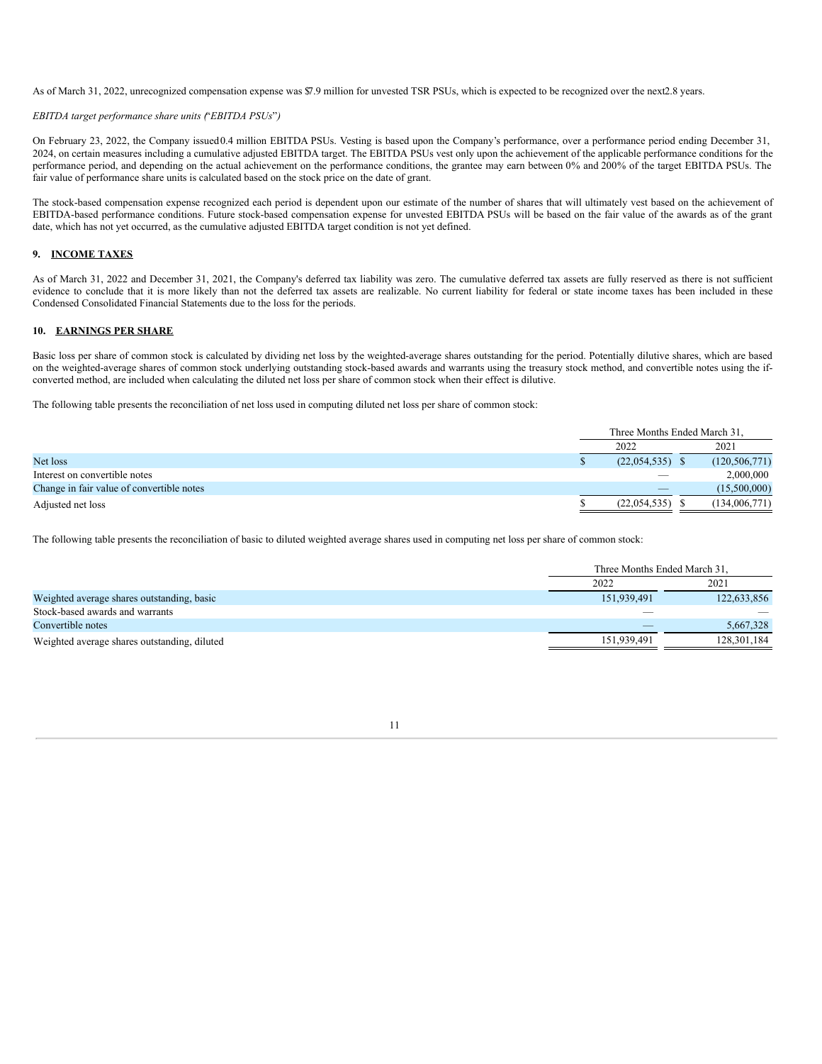As of March 31, 2022, unrecognized compensation expense was $7.9 million for unvested TSR PSUs, which is expected to be recognized over the next 2.8 years.

*EBITDA target performance share units ("EBITDA PSUs")*

On February 23, 2022, the Company issued 0.4 million EBITDA PSUs. Vesting is based upon the Company's performance, over a performance period ending December 31, 2024, on certain measures including a cumulative adjusted EBITDA target. The EBITDA PSUs vest only upon the achievement of the applicable performance conditions for the performance period, and depending on the actual achievement on the performance conditions, the grantee may earn between 0% and 200% of the target EBITDA PSUs. The fair value of performance share units is calculated based on the stock price on the date of grant.

The stock-based compensation expense recognized each period is dependent upon our estimate of the number of shares that will ultimately vest based on the achievement of EBITDA-based performance conditions. Future stock-based compensation expense for unvested EBITDA PSUs will be based on the fair value of the awards as of the grant date, which has not yet occurred, as the cumulative adjusted EBITDA target condition is not yet defined.

## 9. INCOME TAXES

As of March 31, 2022 and December 31, 2021, the Company's deferred tax liability was zero. The cumulative deferred tax assets are fully reserved as there is not sufficient evidence to conclude that it is more likely than not the deferred tax assets are realizable. No current liability for federal or state income taxes has been included in these Condensed Consolidated Financial Statements due to the loss for the periods.

## 10. EARNINGS PER SHARE

Basic loss per share of common stock is calculated by dividing net loss by the weighted-average shares outstanding for the period. Potentially dilutive shares, which are based on the weighted-average shares of common stock underlying outstanding stock-based awards and warrants using the treasury stock method, and convertible notes using the if-converted method, are included when calculating the diluted net loss per share of common stock when their effect is dilutive.

The following table presents the reconciliation of net loss used in computing diluted net loss per share of common stock:

| | Three Months Ended March 31, | |
|---|---|---|
| | 2022 | 2021 |
| Net loss | $ (22,054,535) | $ (120,506,771) |
| Interest on convertible notes | — | 2,000,000 |
| Change in fair value of convertible notes | — | (15,500,000) |
| Adjusted net loss | $ (22,054,535) | $ (134,006,771) |

The following table presents the reconciliation of basic to diluted weighted average shares used in computing net loss per share of common stock:

| | Three Months Ended March 31, | |
|---|---|---|
| | 2022 | 2021 |
| Weighted average shares outstanding, basic | 151,939,491 | 122,633,856 |
| Stock-based awards and warrants | — | — |
| Convertible notes | — | 5,667,328 |
| Weighted average shares outstanding, diluted | 151,939,491 | 128,301,184 |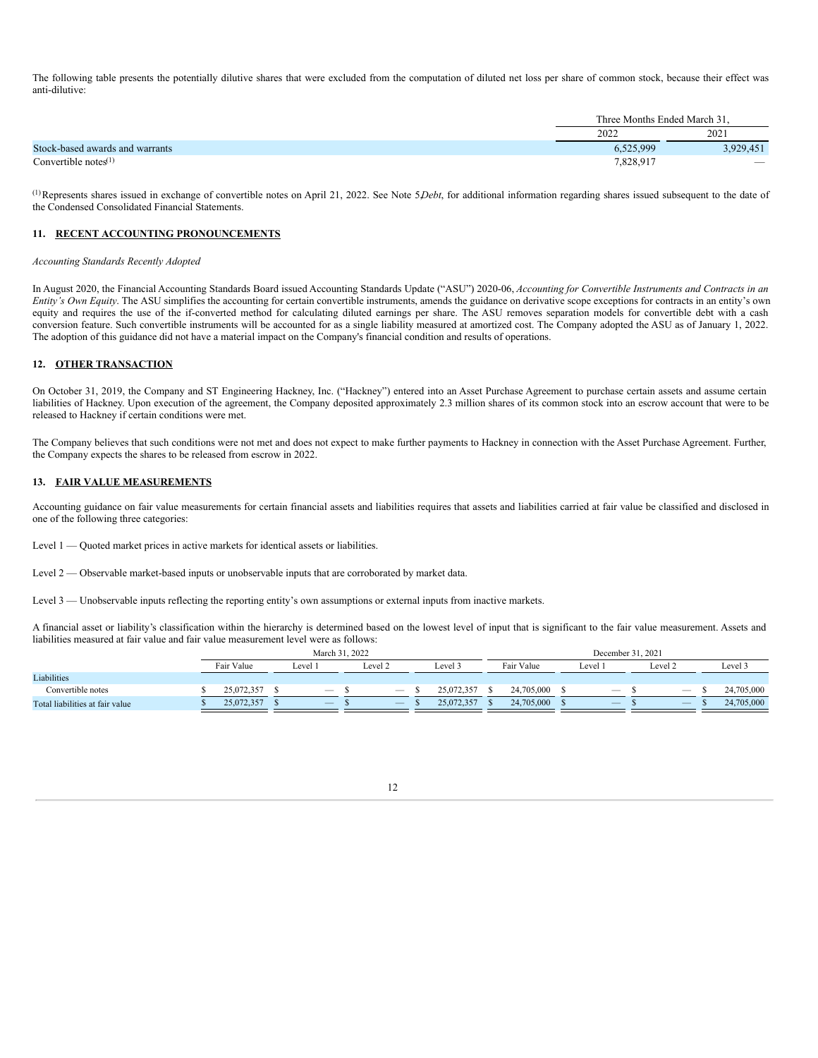The following table presents the potentially dilutive shares that were excluded from the computation of diluted net loss per share of common stock, because their effect was anti-dilutive:

| | Three Months Ended March 31, | |
|---|---|---|
| | 2022 | 2021 |
| Stock-based awards and warrants | 6,525,999 | 3,929,451 |
| Convertible notes[1] | 7,828,917 | — |

[1] Represents shares issued in exchange of convertible notes on April 21, 2022. See Note 5, *Debt*, for additional information regarding shares issued subsequent to the date of the Condensed Consolidated Financial Statements.

## 11. RECENT ACCOUNTING PRONOUNCEMENTS

*Accounting Standards Recently Adopted*

In August 2020, the Financial Accounting Standards Board issued Accounting Standards Update ("ASU") 2020-06, *Accounting for Convertible Instruments and Contracts in an Entity's Own Equity*. The ASU simplifies the accounting for certain convertible instruments, amends the guidance on derivative scope exceptions for contracts in an entity's own equity and requires the use of the if-converted method for calculating diluted earnings per share. The ASU removes separation models for convertible debt with a cash conversion feature. Such convertible instruments will be accounted for as a single liability measured at amortized cost. The Company adopted the ASU as of January 1, 2022. The adoption of this guidance did not have a material impact on the Company's financial condition and results of operations.

## 12. OTHER TRANSACTION

On October 31, 2019, the Company and ST Engineering Hackney, Inc. ("Hackney") entered into an Asset Purchase Agreement to purchase certain assets and assume certain liabilities of Hackney. Upon execution of the agreement, the Company deposited approximately 2.3 million shares of its common stock into an escrow account that were to be released to Hackney if certain conditions were met.

The Company believes that such conditions were not met and does not expect to make further payments to Hackney in connection with the Asset Purchase Agreement. Further, the Company expects the shares to be released from escrow in 2022.

## 13. FAIR VALUE MEASUREMENTS

Accounting guidance on fair value measurements for certain financial assets and liabilities requires that assets and liabilities carried at fair value be classified and disclosed in one of the following three categories:

Level 1 — Quoted market prices in active markets for identical assets or liabilities.

Level 2 — Observable market-based inputs or unobservable inputs that are corroborated by market data.

Level 3 — Unobservable inputs reflecting the reporting entity's own assumptions or external inputs from inactive markets.

A financial asset or liability's classification within the hierarchy is determined based on the lowest level of input that is significant to the fair value measurement. Assets and liabilities measured at fair value and fair value measurement level were as follows:

| | March 31, 2022 | | | | December 31, 2021 | | | |
|---|---|---|---|---|---|---|---|---|
| | Fair Value | Level 1 | Level 2 | Level 3 | Fair Value | Level 1 | Level 2 | Level 3 |
| Liabilities | | | | | | | | |
| Convertible notes | $ 25,072,357 | $ — | $ — | $ 25,072,357 | $ 24,705,000 | $ — | $ — | $ 24,705,000 |
| Total liabilities at fair value | $ 25,072,357 | $ — | $ — | $ 25,072,357 | $ 24,705,000 | $ — | $ — | $ 24,705,000 |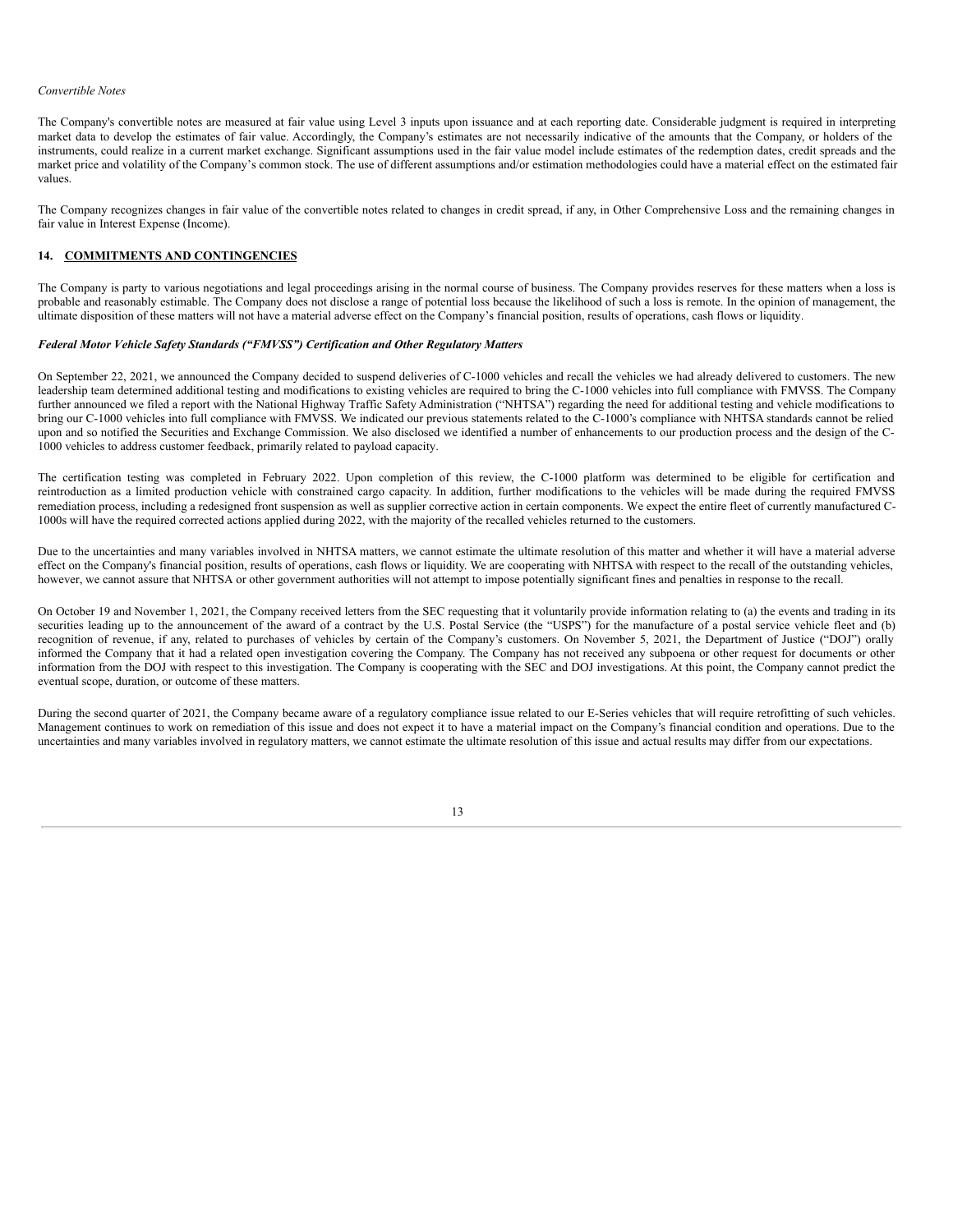*Convertible Notes*

The Company's convertible notes are measured at fair value using Level 3 inputs upon issuance and at each reporting date. Considerable judgment is required in interpreting market data to develop the estimates of fair value. Accordingly, the Company's estimates are not necessarily indicative of the amounts that the Company, or holders of the instruments, could realize in a current market exchange. Significant assumptions used in the fair value model include estimates of the redemption dates, credit spreads and the market price and volatility of the Company's common stock. The use of different assumptions and/or estimation methodologies could have a material effect on the estimated fair values.

The Company recognizes changes in fair value of the convertible notes related to changes in credit spread, if any, in Other Comprehensive Loss and the remaining changes in fair value in Interest Expense (Income).

## 14. COMMITMENTS AND CONTINGENCIES

The Company is party to various negotiations and legal proceedings arising in the normal course of business. The Company provides reserves for these matters when a loss is probable and reasonably estimable. The Company does not disclose a range of potential loss because the likelihood of such a loss is remote. In the opinion of management, the ultimate disposition of these matters will not have a material adverse effect on the Company's financial position, results of operations, cash flows or liquidity.

***Federal Motor Vehicle Safety Standards ("FMVSS") Certification and Other Regulatory Matters***

On September 22, 2021, we announced the Company decided to suspend deliveries of C-1000 vehicles and recall the vehicles we had already delivered to customers. The new leadership team determined additional testing and modifications to existing vehicles are required to bring the C-1000 vehicles into full compliance with FMVSS. The Company further announced we filed a report with the National Highway Traffic Safety Administration ("NHTSA") regarding the need for additional testing and vehicle modifications to bring our C-1000 vehicles into full compliance with FMVSS. We indicated our previous statements related to the C-1000's compliance with NHTSA standards cannot be relied upon and so notified the Securities and Exchange Commission. We also disclosed we identified a number of enhancements to our production process and the design of the C-1000 vehicles to address customer feedback, primarily related to payload capacity.

The certification testing was completed in February 2022. Upon completion of this review, the C-1000 platform was determined to be eligible for certification and reintroduction as a limited production vehicle with constrained cargo capacity. In addition, further modifications to the vehicles will be made during the required FMVSS remediation process, including a redesigned front suspension as well as supplier corrective action in certain components. We expect the entire fleet of currently manufactured C-1000s will have the required corrected actions applied during 2022, with the majority of the recalled vehicles returned to the customers.

Due to the uncertainties and many variables involved in NHTSA matters, we cannot estimate the ultimate resolution of this matter and whether it will have a material adverse effect on the Company's financial position, results of operations, cash flows or liquidity. We are cooperating with NHTSA with respect to the recall of the outstanding vehicles, however, we cannot assure that NHTSA or other government authorities will not attempt to impose potentially significant fines and penalties in response to the recall.

On October 19 and November 1, 2021, the Company received letters from the SEC requesting that it voluntarily provide information relating to (a) the events and trading in its securities leading up to the announcement of the award of a contract by the U.S. Postal Service (the "USPS") for the manufacture of a postal service vehicle fleet and (b) recognition of revenue, if any, related to purchases of vehicles by certain of the Company's customers. On November 5, 2021, the Department of Justice ("DOJ") orally informed the Company that it had a related open investigation covering the Company. The Company has not received any subpoena or other request for documents or other information from the DOJ with respect to this investigation. The Company is cooperating with the SEC and DOJ investigations. At this point, the Company cannot predict the eventual scope, duration, or outcome of these matters.

During the second quarter of 2021, the Company became aware of a regulatory compliance issue related to our E-Series vehicles that will require retrofitting of such vehicles. Management continues to work on remediation of this issue and does not expect it to have a material impact on the Company's financial condition and operations. Due to the uncertainties and many variables involved in regulatory matters, we cannot estimate the ultimate resolution of this issue and actual results may differ from our expectations.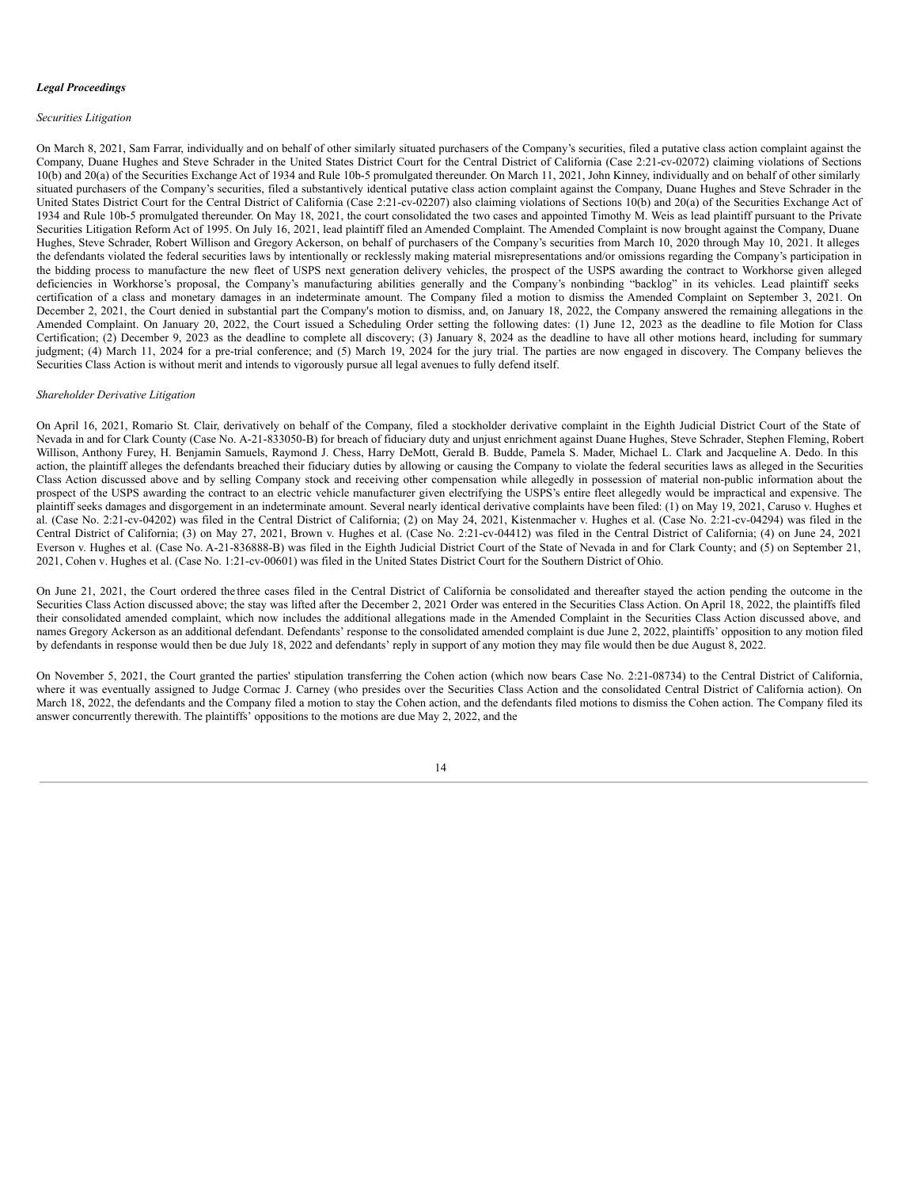***Legal Proceedings***

*Securities Litigation*

On March 8, 2021, Sam Farrar, individually and on behalf of other similarly situated purchasers of the Company's securities, filed a putative class action complaint against the Company, Duane Hughes and Steve Schrader in the United States District Court for the Central District of California (Case 2:21-cv-02072) claiming violations of Sections 10(b) and 20(a) of the Securities Exchange Act of 1934 and Rule 10b-5 promulgated thereunder. On March 11, 2021, John Kinney, individually and on behalf of other similarly situated purchasers of the Company's securities, filed a substantively identical putative class action complaint against the Company, Duane Hughes and Steve Schrader in the United States District Court for the Central District of California (Case 2:21-cv-02207) also claiming violations of Sections 10(b) and 20(a) of the Securities Exchange Act of 1934 and Rule 10b-5 promulgated thereunder. On May 18, 2021, the court consolidated the two cases and appointed Timothy M. Weis as lead plaintiff pursuant to the Private Securities Litigation Reform Act of 1995. On July 16, 2021, lead plaintiff filed an Amended Complaint. The Amended Complaint is now brought against the Company, Duane Hughes, Steve Schrader, Robert Willison and Gregory Ackerson, on behalf of purchasers of the Company's securities from March 10, 2020 through May 10, 2021. It alleges the defendants violated the federal securities laws by intentionally or recklessly making material misrepresentations and/or omissions regarding the Company's participation in the bidding process to manufacture the new fleet of USPS next generation delivery vehicles, the prospect of the USPS awarding the contract to Workhorse given alleged deficiencies in Workhorse's proposal, the Company's manufacturing abilities generally and the Company's nonbinding "backlog" in its vehicles. Lead plaintiff seeks certification of a class and monetary damages in an indeterminate amount. The Company filed a motion to dismiss the Amended Complaint on September 3, 2021. On December 2, 2021, the Court denied in substantial part the Company's motion to dismiss, and, on January 18, 2022, the Company answered the remaining allegations in the Amended Complaint. On January 20, 2022, the Court issued a Scheduling Order setting the following dates: (1) June 12, 2023 as the deadline to file Motion for Class Certification; (2) December 9, 2023 as the deadline to complete all discovery; (3) January 8, 2024 as the deadline to have all other motions heard, including for summary judgment; (4) March 11, 2024 for a pre-trial conference; and (5) March 19, 2024 for the jury trial. The parties are now engaged in discovery. The Company believes the Securities Class Action is without merit and intends to vigorously pursue all legal avenues to fully defend itself.

*Shareholder Derivative Litigation*

On April 16, 2021, Romario St. Clair, derivatively on behalf of the Company, filed a stockholder derivative complaint in the Eighth Judicial District Court of the State of Nevada in and for Clark County (Case No. A-21-833050-B) for breach of fiduciary duty and unjust enrichment against Duane Hughes, Steve Schrader, Stephen Fleming, Robert Willison, Anthony Furey, H. Benjamin Samuels, Raymond J. Chess, Harry DeMott, Gerald B. Budde, Pamela S. Mader, Michael L. Clark and Jacqueline A. Dedo. In this action, the plaintiff alleges the defendants breached their fiduciary duties by allowing or causing the Company to violate the federal securities laws as alleged in the Securities Class Action discussed above and by selling Company stock and receiving other compensation while allegedly in possession of material non-public information about the prospect of the USPS awarding the contract to an electric vehicle manufacturer given electrifying the USPS's entire fleet allegedly would be impractical and expensive. The plaintiff seeks damages and disgorgement in an indeterminate amount. Several nearly identical derivative complaints have been filed: (1) on May 19, 2021, Caruso v. Hughes et al. (Case No. 2:21-cv-04202) was filed in the Central District of California; (2) on May 24, 2021, Kistenmacher v. Hughes et al. (Case No. 2:21-cv-04294) was filed in the Central District of California; (3) on May 27, 2021, Brown v. Hughes et al. (Case No. 2:21-cv-04412) was filed in the Central District of California; (4) on June 24, 2021 Everson v. Hughes et al. (Case No. A-21-836888-B) was filed in the Eighth Judicial District Court of the State of Nevada in and for Clark County; and (5) on September 21, 2021, Cohen v. Hughes et al. (Case No. 1:21-cv-00601) was filed in the United States District Court for the Southern District of Ohio.

On June 21, 2021, the Court ordered the three cases filed in the Central District of California be consolidated and thereafter stayed the action pending the outcome in the Securities Class Action discussed above; the stay was lifted after the December 2, 2021 Order was entered in the Securities Class Action. On April 18, 2022, the plaintiffs filed their consolidated amended complaint, which now includes the additional allegations made in the Amended Complaint in the Securities Class Action discussed above, and names Gregory Ackerson as an additional defendant. Defendants' response to the consolidated amended complaint is due June 2, 2022, plaintiffs' opposition to any motion filed by defendants in response would then be due July 18, 2022 and defendants' reply in support of any motion they may file would then be due August 8, 2022.

On November 5, 2021, the Court granted the parties' stipulation transferring the Cohen action (which now bears Case No. 2:21-08734) to the Central District of California, where it was eventually assigned to Judge Cormac J. Carney (who presides over the Securities Class Action and the consolidated Central District of California action). On March 18, 2022, the defendants and the Company filed a motion to stay the Cohen action, and the defendants filed motions to dismiss the Cohen action. The Company filed its answer concurrently therewith. The plaintiffs' oppositions to the motions are due May 2, 2022, and the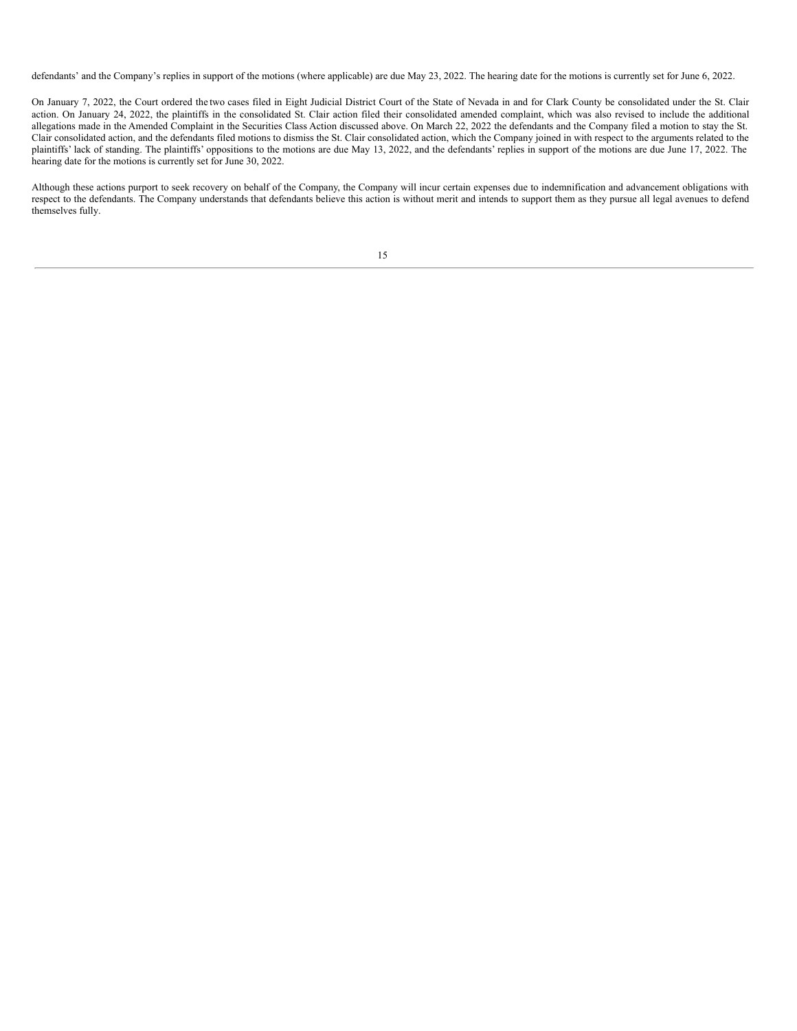defendants' and the Company's replies in support of the motions (where applicable) are due May 23, 2022. The hearing date for the motions is currently set for June 6, 2022.

On January 7, 2022, the Court ordered the two cases filed in Eight Judicial District Court of the State of Nevada in and for Clark County be consolidated under the St. Clair action. On January 24, 2022, the plaintiffs in the consolidated St. Clair action filed their consolidated amended complaint, which was also revised to include the additional allegations made in the Amended Complaint in the Securities Class Action discussed above. On March 22, 2022 the defendants and the Company filed a motion to stay the St. Clair consolidated action, and the defendants filed motions to dismiss the St. Clair consolidated action, which the Company joined in with respect to the arguments related to the plaintiffs' lack of standing. The plaintiffs' oppositions to the motions are due May 13, 2022, and the defendants' replies in support of the motions are due June 17, 2022. The hearing date for the motions is currently set for June 30, 2022.

Although these actions purport to seek recovery on behalf of the Company, the Company will incur certain expenses due to indemnification and advancement obligations with respect to the defendants. The Company understands that defendants believe this action is without merit and intends to support them as they pursue all legal avenues to defend themselves fully.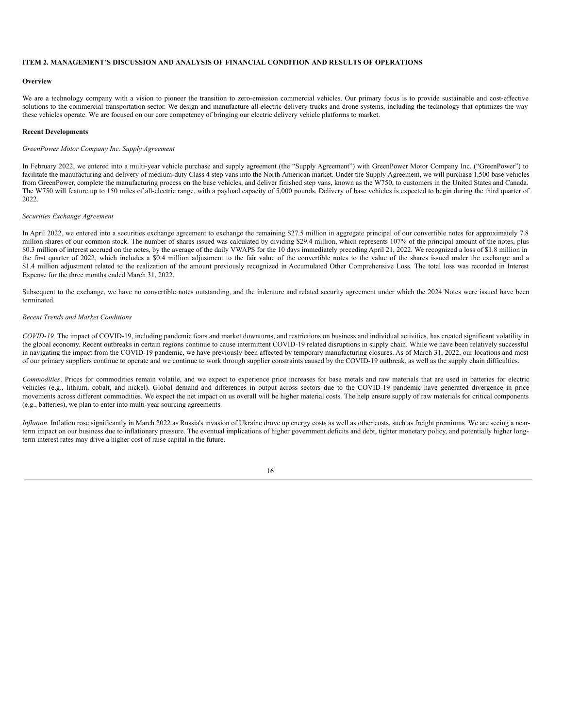**ITEM 2. MANAGEMENT'S DISCUSSION AND ANALYSIS OF FINANCIAL CONDITION AND RESULTS OF OPERATIONS**

**Overview**

We are a technology company with a vision to pioneer the transition to zero-emission commercial vehicles. Our primary focus is to provide sustainable and cost-effective solutions to the commercial transportation sector. We design and manufacture all-electric delivery trucks and drone systems, including the technology that optimizes the way these vehicles operate. We are focused on our core competency of bringing our electric delivery vehicle platforms to market.

**Recent Developments**

*GreenPower Motor Company Inc. Supply Agreement*

In February 2022, we entered into a multi-year vehicle purchase and supply agreement (the "Supply Agreement") with GreenPower Motor Company Inc. ("GreenPower") to facilitate the manufacturing and delivery of medium-duty Class 4 step vans into the North American market. Under the Supply Agreement, we will purchase 1,500 base vehicles from GreenPower, complete the manufacturing process on the base vehicles, and deliver finished step vans, known as the W750, to customers in the United States and Canada. The W750 will feature up to 150 miles of all-electric range, with a payload capacity of 5,000 pounds. Delivery of base vehicles is expected to begin during the third quarter of 2022.

*Securities Exchange Agreement*

In April 2022, we entered into a securities exchange agreement to exchange the remaining $27.5 million in aggregate principal of our convertible notes for approximately 7.8 million shares of our common stock. The number of shares issued was calculated by dividing $29.4 million, which represents 107% of the principal amount of the notes, plus $0.3 million of interest accrued on the notes, by the average of the daily VWAPS for the 10 days immediately preceding April 21, 2022. We recognized a loss of $1.8 million in the first quarter of 2022, which includes a $0.4 million adjustment to the fair value of the convertible notes to the value of the shares issued under the exchange and a $1.4 million adjustment related to the realization of the amount previously recognized in Accumulated Other Comprehensive Loss. The total loss was recorded in Interest Expense for the three months ended March 31, 2022.

Subsequent to the exchange, we have no convertible notes outstanding, and the indenture and related security agreement under which the 2024 Notes were issued have been terminated.

*Recent Trends and Market Conditions*

*COVID-19.* The impact of COVID-19, including pandemic fears and market downturns, and restrictions on business and individual activities, has created significant volatility in the global economy. Recent outbreaks in certain regions continue to cause intermittent COVID-19 related disruptions in supply chain. While we have been relatively successful in navigating the impact from the COVID-19 pandemic, we have previously been affected by temporary manufacturing closures. As of March 31, 2022, our locations and most of our primary suppliers continue to operate and we continue to work through supplier constraints caused by the COVID-19 outbreak, as well as the supply chain difficulties.

*Commodities*. Prices for commodities remain volatile, and we expect to experience price increases for base metals and raw materials that are used in batteries for electric vehicles (e.g., lithium, cobalt, and nickel). Global demand and differences in output across sectors due to the COVID-19 pandemic have generated divergence in price movements across different commodities. We expect the net impact on us overall will be higher material costs. The help ensure supply of raw materials for critical components (e.g., batteries), we plan to enter into multi-year sourcing agreements.

*Inflation.* Inflation rose significantly in March 2022 as Russia's invasion of Ukraine drove up energy costs as well as other costs, such as freight premiums. We are seeing a near-term impact on our business due to inflationary pressure. The eventual implications of higher government deficits and debt, tighter monetary policy, and potentially higher long-term interest rates may drive a higher cost of raise capital in the future.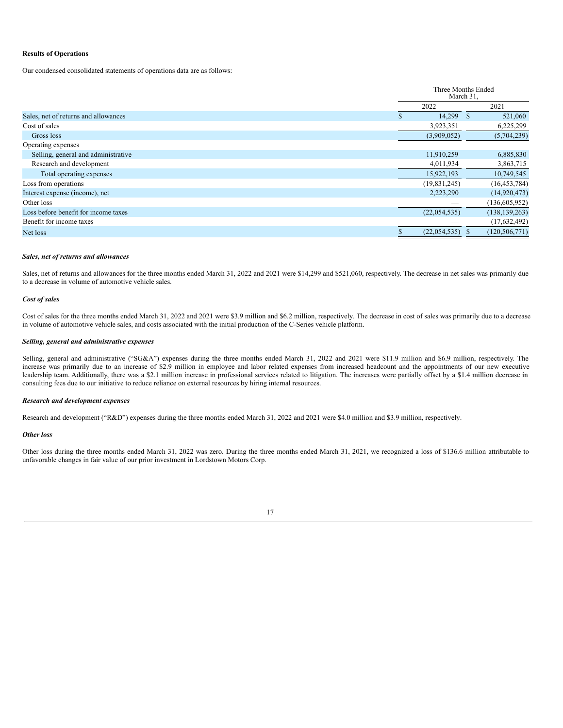**Results of Operations**

Our condensed consolidated statements of operations data are as follows:

| | Three Months Ended March 31, | |
|---|---|---|
| | 2022 | 2021 |
| Sales, net of returns and allowances | $ 14,299 | $ 521,060 |
| Cost of sales | 3,923,351 | 6,225,299 |
| Gross loss | (3,909,052) | (5,704,239) |
| Operating expenses | | |
| Selling, general and administrative | 11,910,259 | 6,885,830 |
| Research and development | 4,011,934 | 3,863,715 |
| Total operating expenses | 15,922,193 | 10,749,545 |
| Loss from operations | (19,831,245) | (16,453,784) |
| Interest expense (income), net | 2,223,290 | (14,920,473) |
| Other loss | — | (136,605,952) |
| Loss before benefit for income taxes | (22,054,535) | (138,139,263) |
| Benefit for income taxes | — | (17,632,492) |
| Net loss | $ (22,054,535) | $ (120,506,771) |

***Sales, net of returns and allowances***

Sales, net of returns and allowances for the three months ended March 31, 2022 and 2021 were $14,299 and $521,060, respectively. The decrease in net sales was primarily due to a decrease in volume of automotive vehicle sales.

***Cost of sales***

Cost of sales for the three months ended March 31, 2022 and 2021 were $3.9 million and $6.2 million, respectively. The decrease in cost of sales was primarily due to a decrease in volume of automotive vehicle sales, and costs associated with the initial production of the C-Series vehicle platform.

***Selling, general and administrative expenses***

Selling, general and administrative ("SG&A") expenses during the three months ended March 31, 2022 and 2021 were $11.9 million and $6.9 million, respectively. The increase was primarily due to an increase of $2.9 million in employee and labor related expenses from increased headcount and the appointments of our new executive leadership team. Additionally, there was a $2.1 million increase in professional services related to litigation. The increases were partially offset by a $1.4 million decrease in consulting fees due to our initiative to reduce reliance on external resources by hiring internal resources.

***Research and development expenses***

Research and development ("R&D") expenses during the three months ended March 31, 2022 and 2021 were $4.0 million and $3.9 million, respectively.

***Other loss***

Other loss during the three months ended March 31, 2022 was zero. During the three months ended March 31, 2021, we recognized a loss of $136.6 million attributable to unfavorable changes in fair value of our prior investment in Lordstown Motors Corp.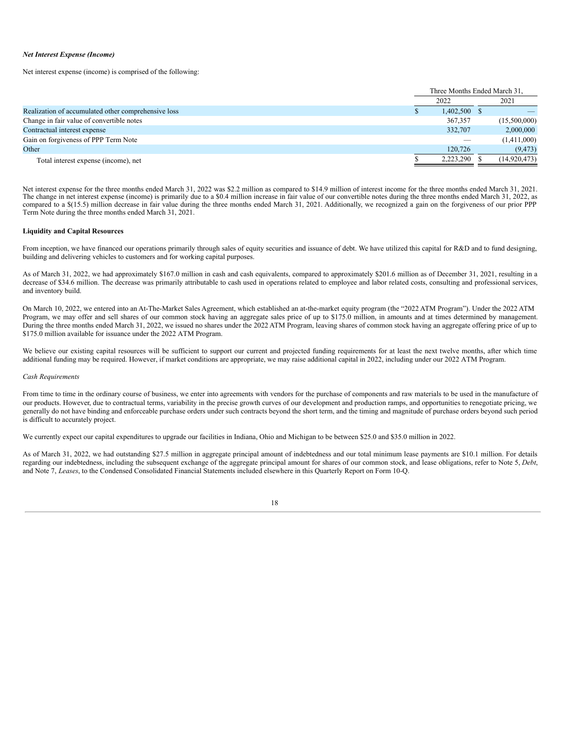*Net Interest Expense (Income)*

Net interest expense (income) is comprised of the following:

| | Three Months Ended March 31, | |
|---|---|---|
| | 2022 | 2021 |
| Realization of accumulated other comprehensive loss | $ 1,402,500 | $ — |
| Change in fair value of convertible notes | 367,357 | (15,500,000) |
| Contractual interest expense | 332,707 | 2,000,000 |
| Gain on forgiveness of PPP Term Note | — | (1,411,000) |
| Other | 120,726 | (9,473) |
| Total interest expense (income), net | $ 2,223,290 | $ (14,920,473) |

Net interest expense for the three months ended March 31, 2022 was $2.2 million as compared to $14.9 million of interest income for the three months ended March 31, 2021. The change in net interest expense (income) is primarily due to a $0.4 million increase in fair value of our convertible notes during the three months ended March 31, 2022, as compared to a $(15.5) million decrease in fair value during the three months ended March 31, 2021. Additionally, we recognized a gain on the forgiveness of our prior PPP Term Note during the three months ended March 31, 2021.

**Liquidity and Capital Resources**

From inception, we have financed our operations primarily through sales of equity securities and issuance of debt. We have utilized this capital for R&D and to fund designing, building and delivering vehicles to customers and for working capital purposes.

As of March 31, 2022, we had approximately $167.0 million in cash and cash equivalents, compared to approximately $201.6 million as of December 31, 2021, resulting in a decrease of $34.6 million. The decrease was primarily attributable to cash used in operations related to employee and labor related costs, consulting and professional services, and inventory build.

On March 10, 2022, we entered into an At-The-Market Sales Agreement, which established an at-the-market equity program (the "2022 ATM Program"). Under the 2022 ATM Program, we may offer and sell shares of our common stock having an aggregate sales price of up to $175.0 million, in amounts and at times determined by management. During the three months ended March 31, 2022, we issued no shares under the 2022 ATM Program, leaving shares of common stock having an aggregate offering price of up to $175.0 million available for issuance under the 2022 ATM Program.

We believe our existing capital resources will be sufficient to support our current and projected funding requirements for at least the next twelve months, after which time additional funding may be required. However, if market conditions are appropriate, we may raise additional capital in 2022, including under our 2022 ATM Program.

*Cash Requirements*

From time to time in the ordinary course of business, we enter into agreements with vendors for the purchase of components and raw materials to be used in the manufacture of our products. However, due to contractual terms, variability in the precise growth curves of our development and production ramps, and opportunities to renegotiate pricing, we generally do not have binding and enforceable purchase orders under such contracts beyond the short term, and the timing and magnitude of purchase orders beyond such period is difficult to accurately project.

We currently expect our capital expenditures to upgrade our facilities in Indiana, Ohio and Michigan to be between $25.0 and $35.0 million in 2022.

As of March 31, 2022, we had outstanding $27.5 million in aggregate principal amount of indebtedness and our total minimum lease payments are $10.1 million. For details regarding our indebtedness, including the subsequent exchange of the aggregate principal amount for shares of our common stock, and lease obligations, refer to Note 5, *Debt*, and Note 7, *Leases*, to the Condensed Consolidated Financial Statements included elsewhere in this Quarterly Report on Form 10-Q.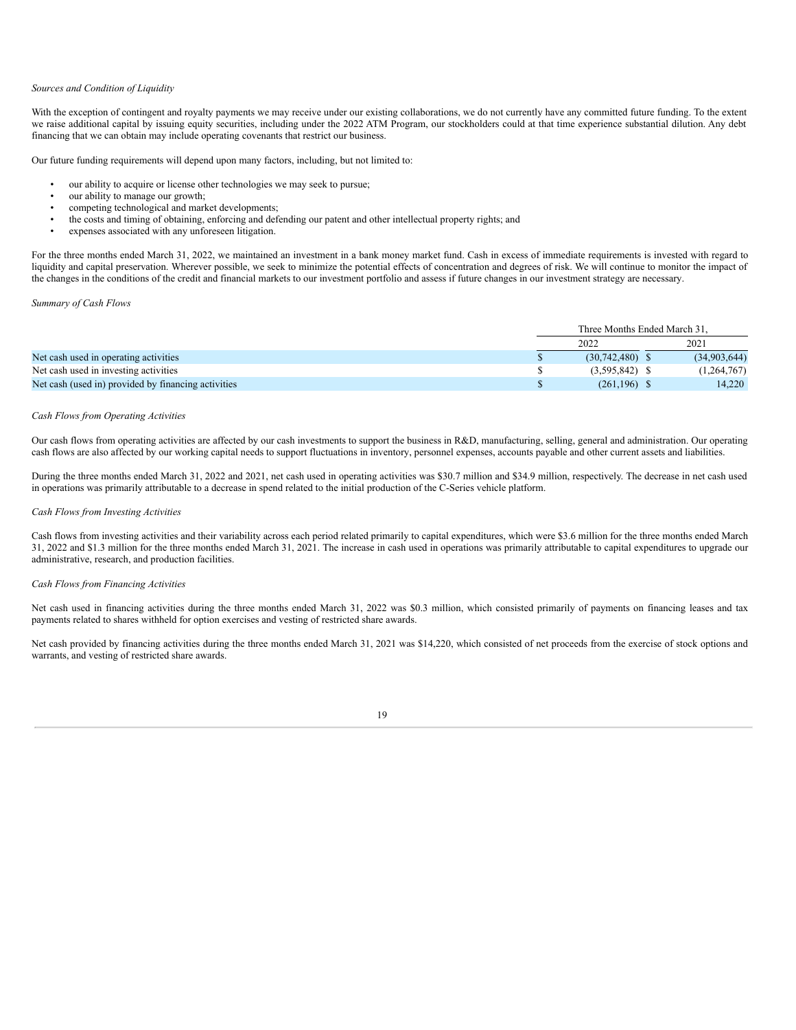*Sources and Condition of Liquidity*

With the exception of contingent and royalty payments we may receive under our existing collaborations, we do not currently have any committed future funding. To the extent we raise additional capital by issuing equity securities, including under the 2022 ATM Program, our stockholders could at that time experience substantial dilution. Any debt financing that we can obtain may include operating covenants that restrict our business.

Our future funding requirements will depend upon many factors, including, but not limited to:

- our ability to acquire or license other technologies we may seek to pursue;
- our ability to manage our growth;
- competing technological and market developments;
- the costs and timing of obtaining, enforcing and defending our patent and other intellectual property rights; and
- expenses associated with any unforeseen litigation.

For the three months ended March 31, 2022, we maintained an investment in a bank money market fund. Cash in excess of immediate requirements is invested with regard to liquidity and capital preservation. Wherever possible, we seek to minimize the potential effects of concentration and degrees of risk. We will continue to monitor the impact of the changes in the conditions of the credit and financial markets to our investment portfolio and assess if future changes in our investment strategy are necessary.

*Summary of Cash Flows*

| | Three Months Ended March 31, | |
|---|---|---|
| | 2022 | 2021 |
| Net cash used in operating activities | $ (30,742,480) | $ (34,903,644) |
| Net cash used in investing activities | $ (3,595,842) | $ (1,264,767) |
| Net cash (used in) provided by financing activities | $ (261,196) | $ 14,220 |

*Cash Flows from Operating Activities*

Our cash flows from operating activities are affected by our cash investments to support the business in R&D, manufacturing, selling, general and administration. Our operating cash flows are also affected by our working capital needs to support fluctuations in inventory, personnel expenses, accounts payable and other current assets and liabilities.

During the three months ended March 31, 2022 and 2021, net cash used in operating activities was $30.7 million and $34.9 million, respectively. The decrease in net cash used in operations was primarily attributable to a decrease in spend related to the initial production of the C-Series vehicle platform.

*Cash Flows from Investing Activities*

Cash flows from investing activities and their variability across each period related primarily to capital expenditures, which were $3.6 million for the three months ended March 31, 2022 and $1.3 million for the three months ended March 31, 2021. The increase in cash used in operations was primarily attributable to capital expenditures to upgrade our administrative, research, and production facilities.

*Cash Flows from Financing Activities*

Net cash used in financing activities during the three months ended March 31, 2022 was $0.3 million, which consisted primarily of payments on financing leases and tax payments related to shares withheld for option exercises and vesting of restricted share awards.

Net cash provided by financing activities during the three months ended March 31, 2021 was $14,220, which consisted of net proceeds from the exercise of stock options and warrants, and vesting of restricted share awards.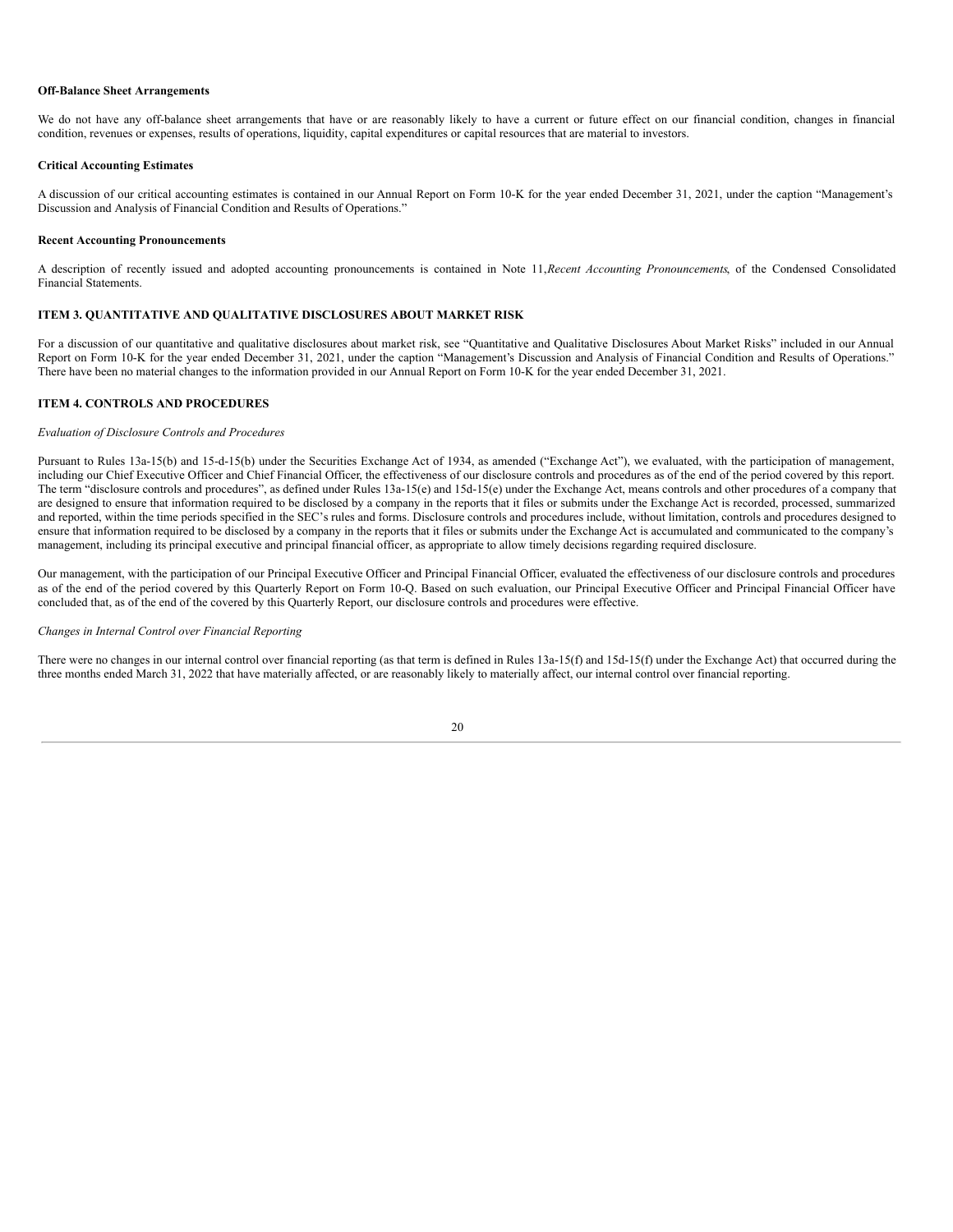**Off-Balance Sheet Arrangements**

We do not have any off-balance sheet arrangements that have or are reasonably likely to have a current or future effect on our financial condition, changes in financial condition, revenues or expenses, results of operations, liquidity, capital expenditures or capital resources that are material to investors.

**Critical Accounting Estimates**

A discussion of our critical accounting estimates is contained in our Annual Report on Form 10-K for the year ended December 31, 2021, under the caption "Management's Discussion and Analysis of Financial Condition and Results of Operations."

**Recent Accounting Pronouncements**

A description of recently issued and adopted accounting pronouncements is contained in Note 11,*Recent Accounting Pronouncements*, of the Condensed Consolidated Financial Statements.

## ITEM 3. QUANTITATIVE AND QUALITATIVE DISCLOSURES ABOUT MARKET RISK

For a discussion of our quantitative and qualitative disclosures about market risk, see "Quantitative and Qualitative Disclosures About Market Risks" included in our Annual Report on Form 10-K for the year ended December 31, 2021, under the caption "Management's Discussion and Analysis of Financial Condition and Results of Operations." There have been no material changes to the information provided in our Annual Report on Form 10-K for the year ended December 31, 2021.

## ITEM 4. CONTROLS AND PROCEDURES

*Evaluation of Disclosure Controls and Procedures*

Pursuant to Rules 13a-15(b) and 15-d-15(b) under the Securities Exchange Act of 1934, as amended ("Exchange Act"), we evaluated, with the participation of management, including our Chief Executive Officer and Chief Financial Officer, the effectiveness of our disclosure controls and procedures as of the end of the period covered by this report. The term "disclosure controls and procedures", as defined under Rules 13a-15(e) and 15d-15(e) under the Exchange Act, means controls and other procedures of a company that are designed to ensure that information required to be disclosed by a company in the reports that it files or submits under the Exchange Act is recorded, processed, summarized and reported, within the time periods specified in the SEC's rules and forms. Disclosure controls and procedures include, without limitation, controls and procedures designed to ensure that information required to be disclosed by a company in the reports that it files or submits under the Exchange Act is accumulated and communicated to the company's management, including its principal executive and principal financial officer, as appropriate to allow timely decisions regarding required disclosure.

Our management, with the participation of our Principal Executive Officer and Principal Financial Officer, evaluated the effectiveness of our disclosure controls and procedures as of the end of the period covered by this Quarterly Report on Form 10-Q. Based on such evaluation, our Principal Executive Officer and Principal Financial Officer have concluded that, as of the end of the covered by this Quarterly Report, our disclosure controls and procedures were effective.

*Changes in Internal Control over Financial Reporting*

There were no changes in our internal control over financial reporting (as that term is defined in Rules 13a-15(f) and 15d-15(f) under the Exchange Act) that occurred during the three months ended March 31, 2022 that have materially affected, or are reasonably likely to materially affect, our internal control over financial reporting.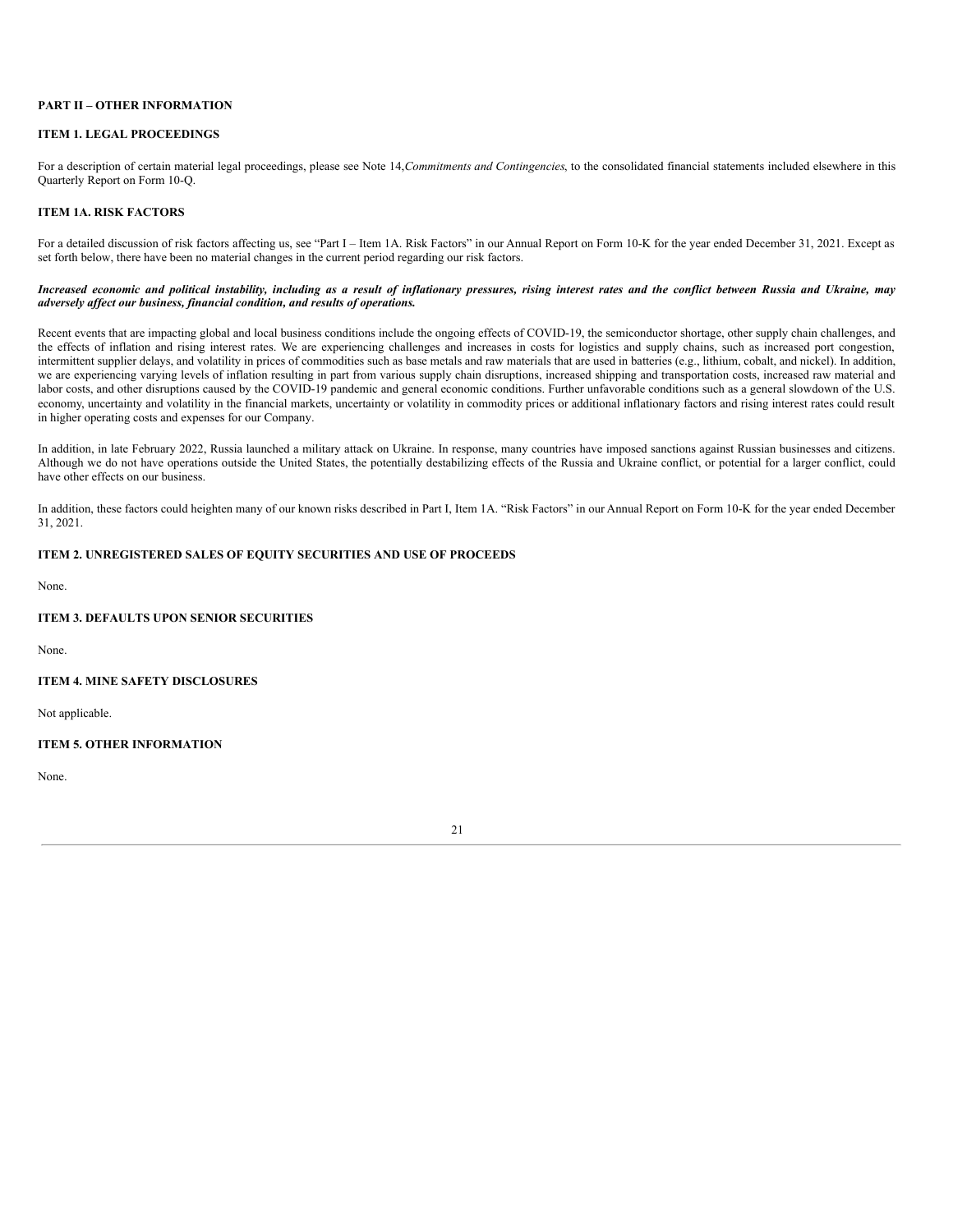## PART II – OTHER INFORMATION

### ITEM 1. LEGAL PROCEEDINGS

For a description of certain material legal proceedings, please see Note 14, *Commitments and Contingencies*, to the consolidated financial statements included elsewhere in this Quarterly Report on Form 10-Q.

### ITEM 1A. RISK FACTORS

For a detailed discussion of risk factors affecting us, see "Part I – Item 1A. Risk Factors" in our Annual Report on Form 10-K for the year ended December 31, 2021. Except as set forth below, there have been no material changes in the current period regarding our risk factors.

***Increased economic and political instability, including as a result of inflationary pressures, rising interest rates and the conflict between Russia and Ukraine, may adversely affect our business, financial condition, and results of operations.***

Recent events that are impacting global and local business conditions include the ongoing effects of COVID-19, the semiconductor shortage, other supply chain challenges, and the effects of inflation and rising interest rates. We are experiencing challenges and increases in costs for logistics and supply chains, such as increased port congestion, intermittent supplier delays, and volatility in prices of commodities such as base metals and raw materials that are used in batteries (e.g., lithium, cobalt, and nickel). In addition, we are experiencing varying levels of inflation resulting in part from various supply chain disruptions, increased shipping and transportation costs, increased raw material and labor costs, and other disruptions caused by the COVID-19 pandemic and general economic conditions. Further unfavorable conditions such as a general slowdown of the U.S. economy, uncertainty and volatility in the financial markets, uncertainty or volatility in commodity prices or additional inflationary factors and rising interest rates could result in higher operating costs and expenses for our Company.

In addition, in late February 2022, Russia launched a military attack on Ukraine. In response, many countries have imposed sanctions against Russian businesses and citizens. Although we do not have operations outside the United States, the potentially destabilizing effects of the Russia and Ukraine conflict, or potential for a larger conflict, could have other effects on our business.

In addition, these factors could heighten many of our known risks described in Part I, Item 1A. "Risk Factors" in our Annual Report on Form 10-K for the year ended December 31, 2021.

### ITEM 2. UNREGISTERED SALES OF EQUITY SECURITIES AND USE OF PROCEEDS

None.

### ITEM 3. DEFAULTS UPON SENIOR SECURITIES

None.

### ITEM 4. MINE SAFETY DISCLOSURES

Not applicable.

### ITEM 5. OTHER INFORMATION

None.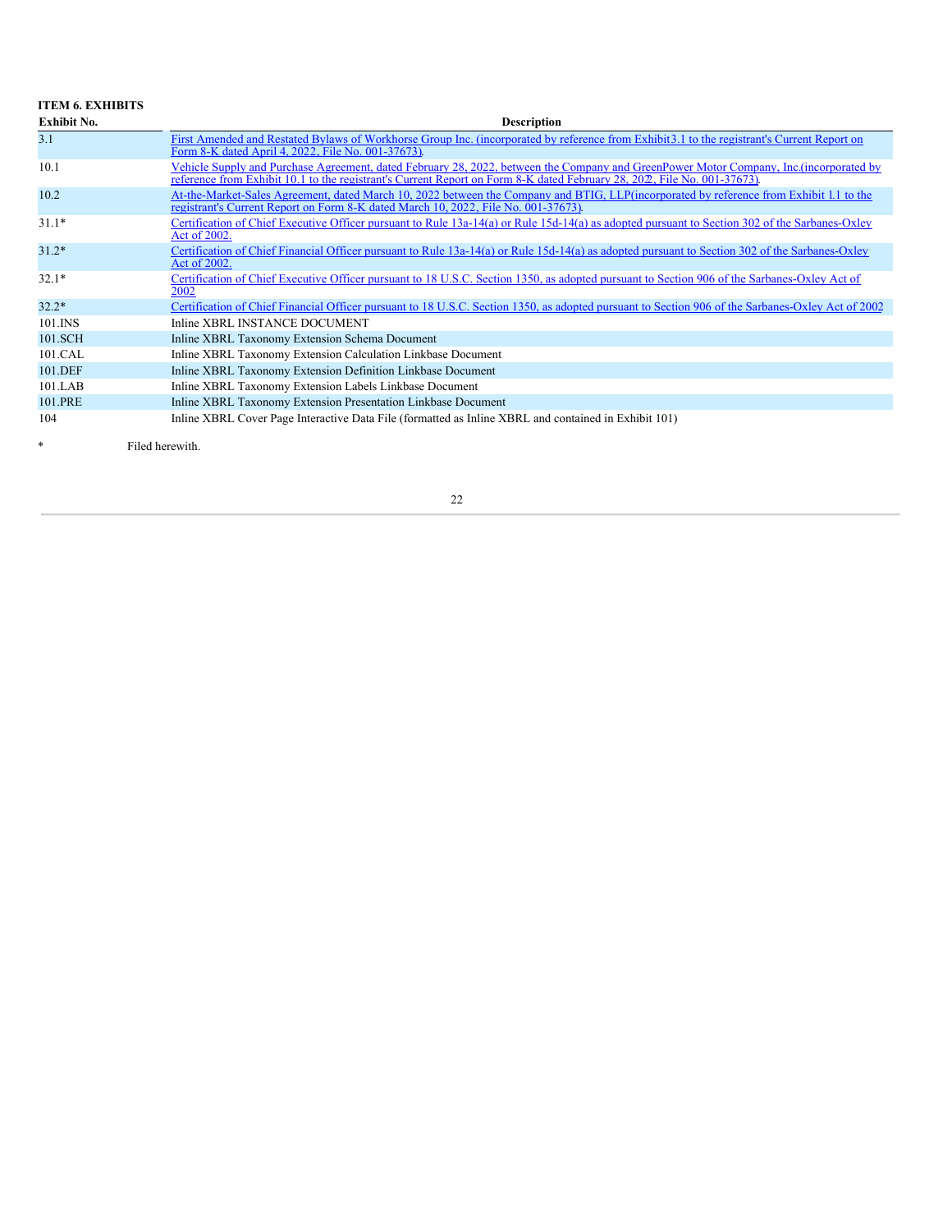**ITEM 6. EXHIBITS**

| Exhibit No. | Description |
|---|---|
| 3.1 | First Amended and Restated Bylaws of Workhorse Group Inc. (incorporated by reference from Exhibit3.1 to the registrant's Current Report on Form 8-K dated April 4, 2022, File No. 001-37673). |
| 10.1 | Vehicle Supply and Purchase Agreement, dated February 28, 2022, between the Company and GreenPower Motor Company, Inc.(incorporated by reference from Exhibit 10.1 to the registrant's Current Report on Form 8-K dated February 28, 2022, File No. 001-37673). |
| 10.2 | At-the-Market-Sales Agreement, dated March 10, 2022 between the Company and BTIG, LLP(incorporated by reference from Exhibit 1.1 to the registrant's Current Report on Form 8-K dated March 10, 2022, File No. 001-37673). |
| 31.1* | Certification of Chief Executive Officer pursuant to Rule 13a-14(a) or Rule 15d-14(a) as adopted pursuant to Section 302 of the Sarbanes-Oxley Act of 2002. |
| 31.2* | Certification of Chief Financial Officer pursuant to Rule 13a-14(a) or Rule 15d-14(a) as adopted pursuant to Section 302 of the Sarbanes-Oxley Act of 2002. |
| 32.1* | Certification of Chief Executive Officer pursuant to 18 U.S.C. Section 1350, as adopted pursuant to Section 906 of the Sarbanes-Oxley Act of 2002 |
| 32.2* | Certification of Chief Financial Officer pursuant to 18 U.S.C. Section 1350, as adopted pursuant to Section 906 of the Sarbanes-Oxley Act of 2002 |
| 101.INS | Inline XBRL INSTANCE DOCUMENT |
| 101.SCH | Inline XBRL Taxonomy Extension Schema Document |
| 101.CAL | Inline XBRL Taxonomy Extension Calculation Linkbase Document |
| 101.DEF | Inline XBRL Taxonomy Extension Definition Linkbase Document |
| 101.LAB | Inline XBRL Taxonomy Extension Labels Linkbase Document |
| 101.PRE | Inline XBRL Taxonomy Extension Presentation Linkbase Document |
| 104 | Inline XBRL Cover Page Interactive Data File (formatted as Inline XBRL and contained in Exhibit 101) |

\* Filed herewith.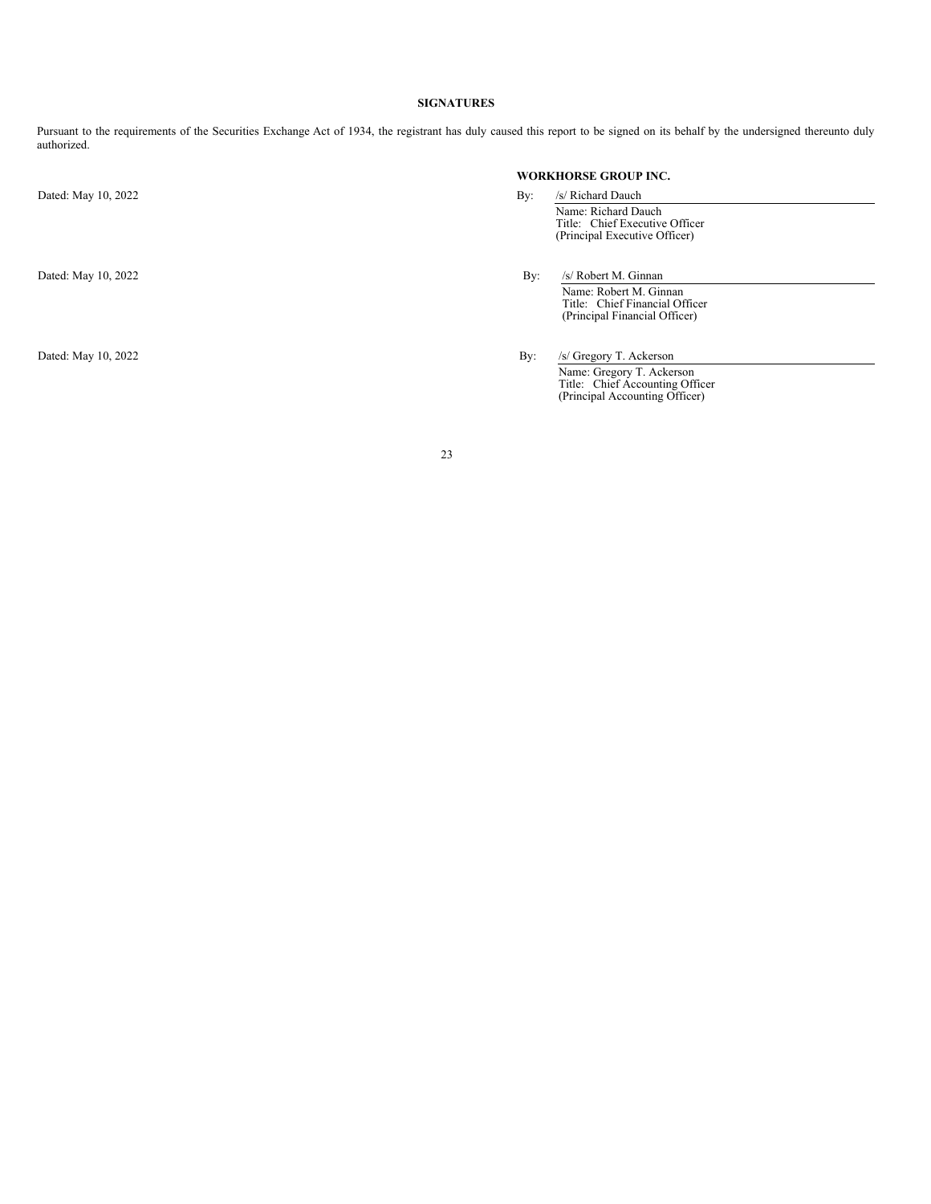## SIGNATURES

Pursuant to the requirements of the Securities Exchange Act of 1934, the registrant has duly caused this report to be signed on its behalf by the undersigned thereunto duly authorized.

**WORKHORSE GROUP INC.**

Dated: May 10, 2022

By: /s/ Richard Dauch
Name: Richard Dauch
Title: Chief Executive Officer
(Principal Executive Officer)

Dated: May 10, 2022

By: /s/ Robert M. Ginnan
Name: Robert M. Ginnan
Title: Chief Financial Officer
(Principal Financial Officer)

Dated: May 10, 2022

By: /s/ Gregory T. Ackerson
Name: Gregory T. Ackerson
Title: Chief Accounting Officer
(Principal Accounting Officer)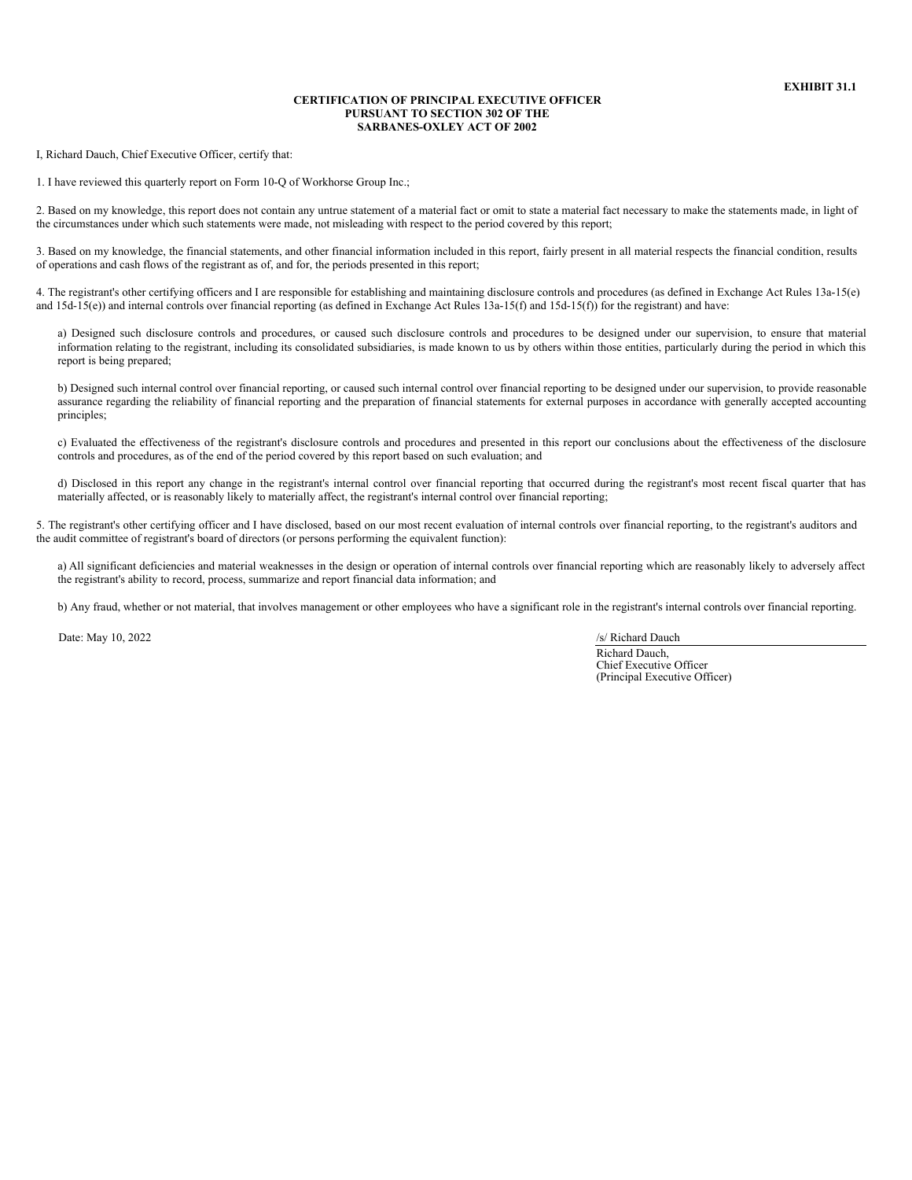**EXHIBIT 31.1**

**CERTIFICATION OF PRINCIPAL EXECUTIVE OFFICER**
**PURSUANT TO SECTION 302 OF THE**
**SARBANES-OXLEY ACT OF 2002**

I, Richard Dauch, Chief Executive Officer, certify that:

1. I have reviewed this quarterly report on Form 10-Q of Workhorse Group Inc.;

2. Based on my knowledge, this report does not contain any untrue statement of a material fact or omit to state a material fact necessary to make the statements made, in light of the circumstances under which such statements were made, not misleading with respect to the period covered by this report;

3. Based on my knowledge, the financial statements, and other financial information included in this report, fairly present in all material respects the financial condition, results of operations and cash flows of the registrant as of, and for, the periods presented in this report;

4. The registrant's other certifying officers and I are responsible for establishing and maintaining disclosure controls and procedures (as defined in Exchange Act Rules 13a-15(e) and 15d-15(e)) and internal controls over financial reporting (as defined in Exchange Act Rules 13a-15(f) and 15d-15(f)) for the registrant) and have:

a) Designed such disclosure controls and procedures, or caused such disclosure controls and procedures to be designed under our supervision, to ensure that material information relating to the registrant, including its consolidated subsidiaries, is made known to us by others within those entities, particularly during the period in which this report is being prepared;

b) Designed such internal control over financial reporting, or caused such internal control over financial reporting to be designed under our supervision, to provide reasonable assurance regarding the reliability of financial reporting and the preparation of financial statements for external purposes in accordance with generally accepted accounting principles;

c) Evaluated the effectiveness of the registrant's disclosure controls and procedures and presented in this report our conclusions about the effectiveness of the disclosure controls and procedures, as of the end of the period covered by this report based on such evaluation; and

d) Disclosed in this report any change in the registrant's internal control over financial reporting that occurred during the registrant's most recent fiscal quarter that has materially affected, or is reasonably likely to materially affect, the registrant's internal control over financial reporting;

5. The registrant's other certifying officer and I have disclosed, based on our most recent evaluation of internal controls over financial reporting, to the registrant's auditors and the audit committee of registrant's board of directors (or persons performing the equivalent function):

a) All significant deficiencies and material weaknesses in the design or operation of internal controls over financial reporting which are reasonably likely to adversely affect the registrant's ability to record, process, summarize and report financial data information; and

b) Any fraud, whether or not material, that involves management or other employees who have a significant role in the registrant's internal controls over financial reporting.

Date: May 10, 2022

/s/ Richard Dauch
Richard Dauch,
Chief Executive Officer
(Principal Executive Officer)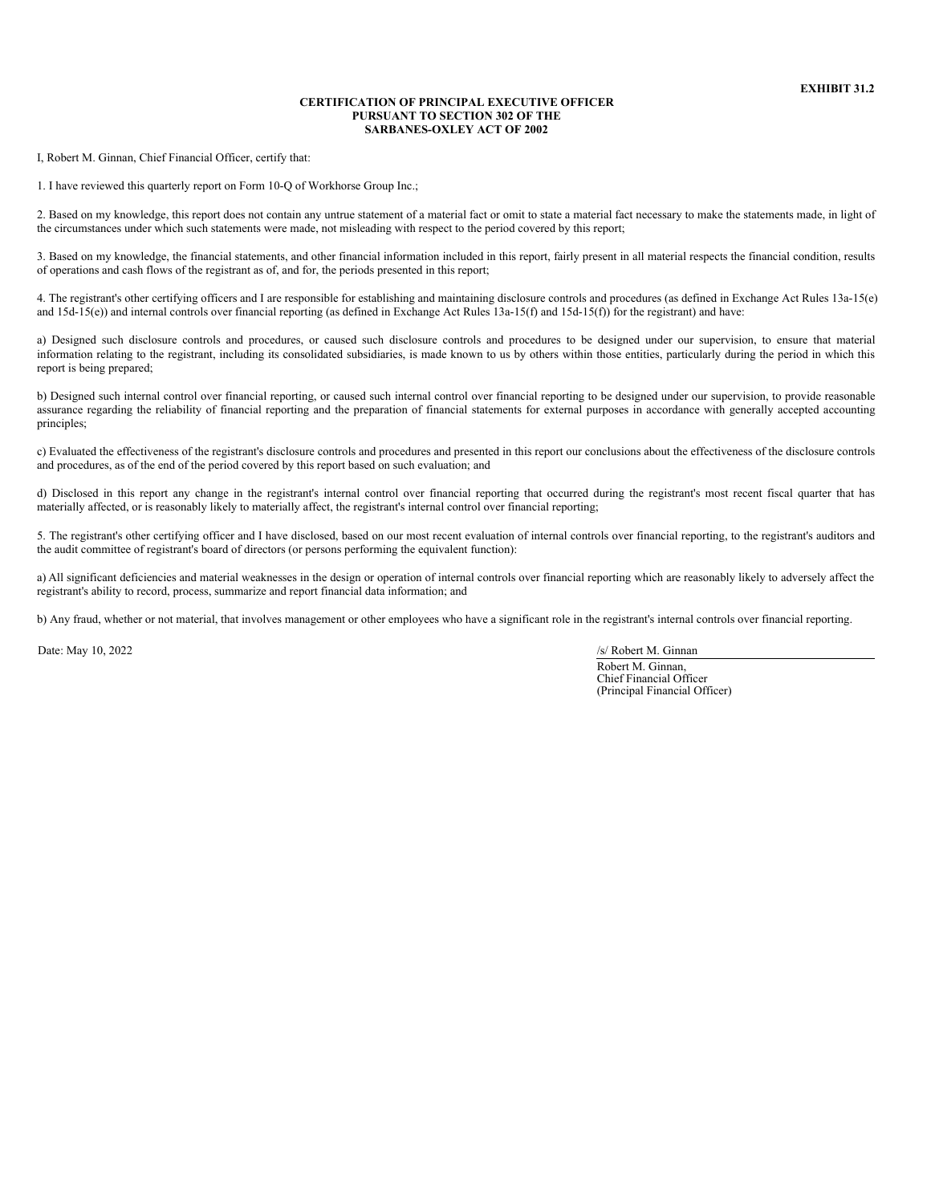**EXHIBIT 31.2**

**CERTIFICATION OF PRINCIPAL EXECUTIVE OFFICER**
**PURSUANT TO SECTION 302 OF THE**
**SARBANES-OXLEY ACT OF 2002**

I, Robert M. Ginnan, Chief Financial Officer, certify that:

1. I have reviewed this quarterly report on Form 10-Q of Workhorse Group Inc.;

2. Based on my knowledge, this report does not contain any untrue statement of a material fact or omit to state a material fact necessary to make the statements made, in light of the circumstances under which such statements were made, not misleading with respect to the period covered by this report;

3. Based on my knowledge, the financial statements, and other financial information included in this report, fairly present in all material respects the financial condition, results of operations and cash flows of the registrant as of, and for, the periods presented in this report;

4. The registrant's other certifying officers and I are responsible for establishing and maintaining disclosure controls and procedures (as defined in Exchange Act Rules 13a-15(e) and 15d-15(e)) and internal controls over financial reporting (as defined in Exchange Act Rules 13a-15(f) and 15d-15(f)) for the registrant) and have:

a) Designed such disclosure controls and procedures, or caused such disclosure controls and procedures to be designed under our supervision, to ensure that material information relating to the registrant, including its consolidated subsidiaries, is made known to us by others within those entities, particularly during the period in which this report is being prepared;

b) Designed such internal control over financial reporting, or caused such internal control over financial reporting to be designed under our supervision, to provide reasonable assurance regarding the reliability of financial reporting and the preparation of financial statements for external purposes in accordance with generally accepted accounting principles;

c) Evaluated the effectiveness of the registrant's disclosure controls and procedures and presented in this report our conclusions about the effectiveness of the disclosure controls and procedures, as of the end of the period covered by this report based on such evaluation; and

d) Disclosed in this report any change in the registrant's internal control over financial reporting that occurred during the registrant's most recent fiscal quarter that has materially affected, or is reasonably likely to materially affect, the registrant's internal control over financial reporting;

5. The registrant's other certifying officer and I have disclosed, based on our most recent evaluation of internal controls over financial reporting, to the registrant's auditors and the audit committee of registrant's board of directors (or persons performing the equivalent function):

a) All significant deficiencies and material weaknesses in the design or operation of internal controls over financial reporting which are reasonably likely to adversely affect the registrant's ability to record, process, summarize and report financial data information; and

b) Any fraud, whether or not material, that involves management or other employees who have a significant role in the registrant's internal controls over financial reporting.

Date: May 10, 2022

/s/ Robert M. Ginnan

Robert M. Ginnan,
Chief Financial Officer
(Principal Financial Officer)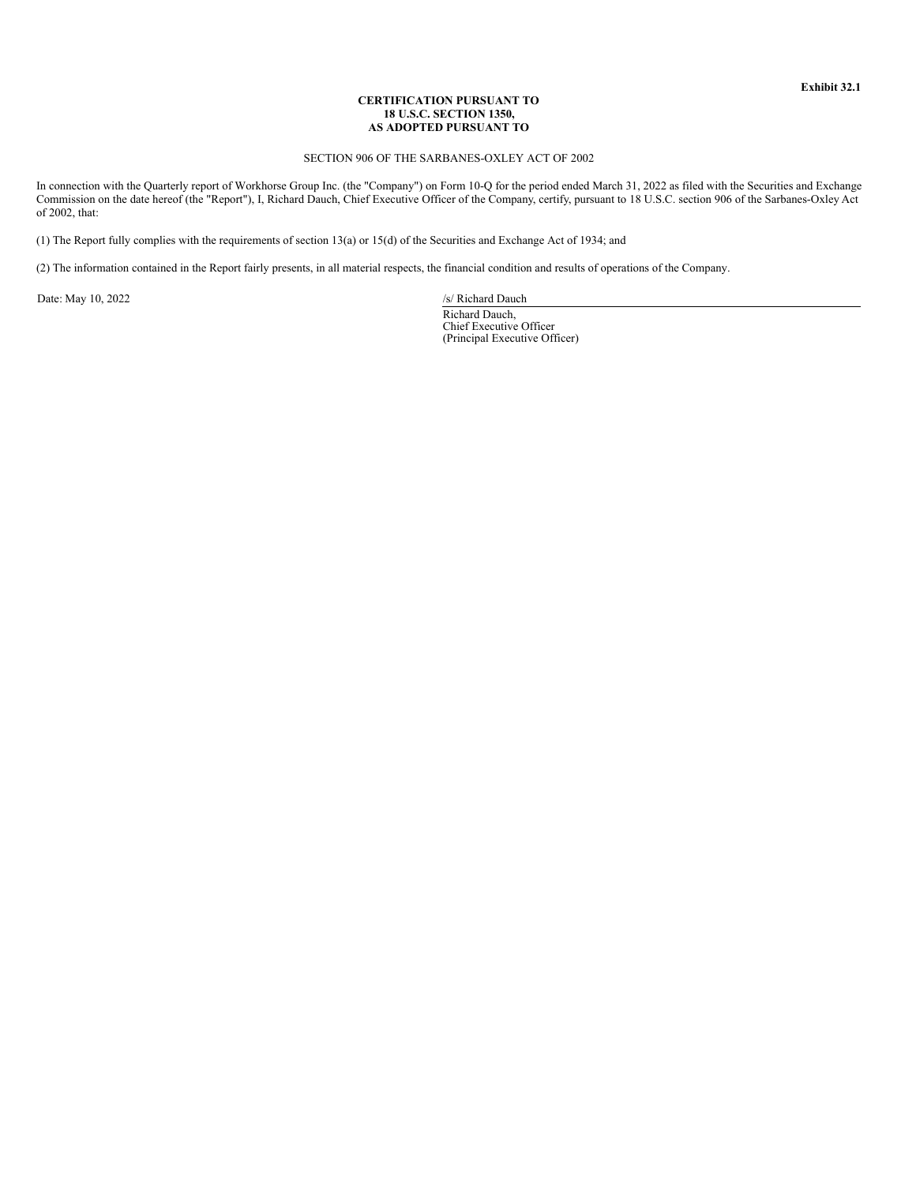**Exhibit 32.1**

**CERTIFICATION PURSUANT TO**
**18 U.S.C. SECTION 1350,**
**AS ADOPTED PURSUANT TO**

SECTION 906 OF THE SARBANES-OXLEY ACT OF 2002

In connection with the Quarterly report of Workhorse Group Inc. (the "Company") on Form 10-Q for the period ended March 31, 2022 as filed with the Securities and Exchange Commission on the date hereof (the "Report"), I, Richard Dauch, Chief Executive Officer of the Company, certify, pursuant to 18 U.S.C. section 906 of the Sarbanes-Oxley Act of 2002, that:

(1) The Report fully complies with the requirements of section 13(a) or 15(d) of the Securities and Exchange Act of 1934; and

(2) The information contained in the Report fairly presents, in all material respects, the financial condition and results of operations of the Company.

Date: May 10, 2022

/s/ Richard Dauch
Richard Dauch,
Chief Executive Officer
(Principal Executive Officer)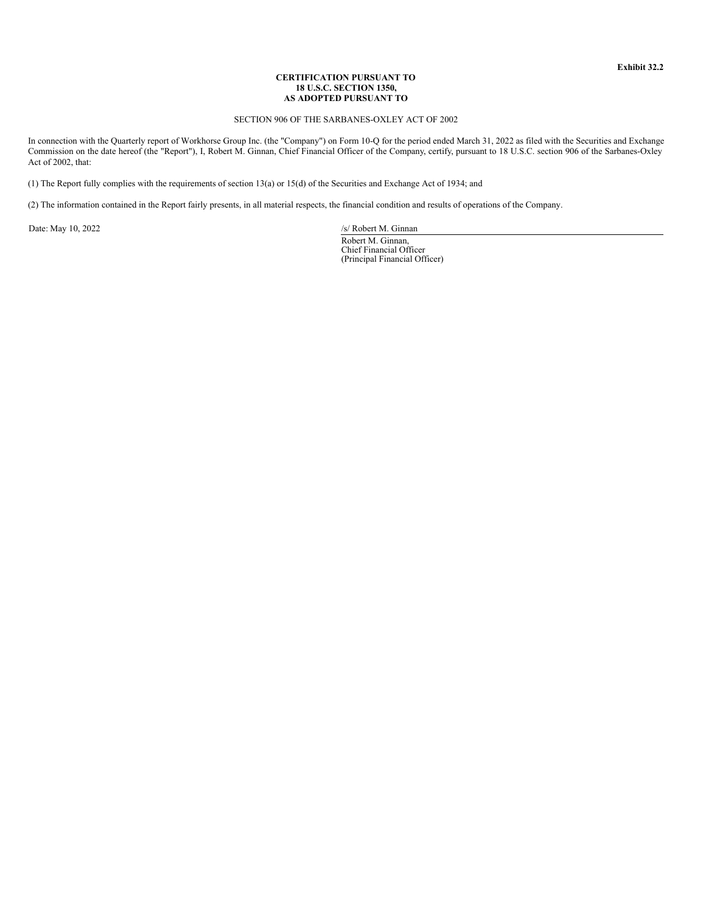**Exhibit 32.2**

**CERTIFICATION PURSUANT TO**
**18 U.S.C. SECTION 1350,**
**AS ADOPTED PURSUANT TO**

SECTION 906 OF THE SARBANES-OXLEY ACT OF 2002

In connection with the Quarterly report of Workhorse Group Inc. (the "Company") on Form 10-Q for the period ended March 31, 2022 as filed with the Securities and Exchange Commission on the date hereof (the "Report"), I, Robert M. Ginnan, Chief Financial Officer of the Company, certify, pursuant to 18 U.S.C. section 906 of the Sarbanes-Oxley Act of 2002, that:

(1) The Report fully complies with the requirements of section 13(a) or 15(d) of the Securities and Exchange Act of 1934; and

(2) The information contained in the Report fairly presents, in all material respects, the financial condition and results of operations of the Company.

Date: May 10, 2022

/s/ Robert M. Ginnan

Robert M. Ginnan,
Chief Financial Officer
(Principal Financial Officer)